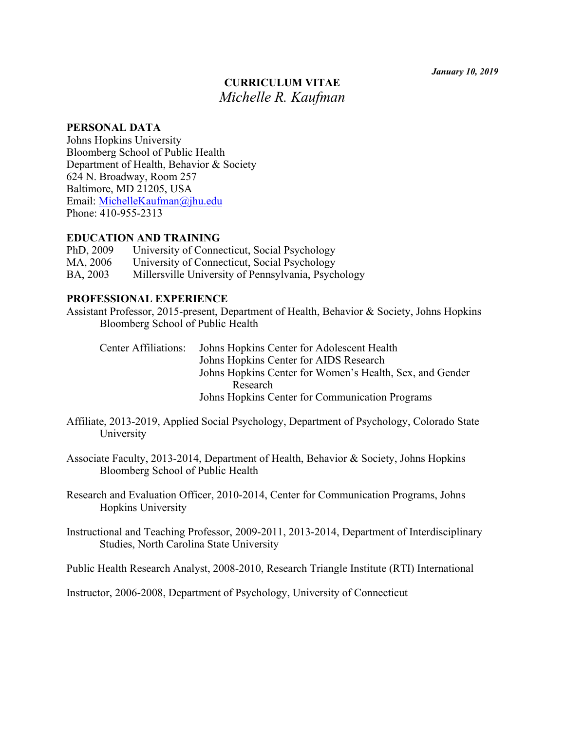***January 10, 2019***

# CURRICULUM VITAE
## *Michelle R. Kaufman*

**PERSONAL DATA**

Johns Hopkins University
Bloomberg School of Public Health
Department of Health, Behavior & Society
624 N. Broadway, Room 257
Baltimore, MD 21205, USA
Email: MichelleKaufman@jhu.edu
Phone: 410-955-2313

**EDUCATION AND TRAINING**

| | |
|---|---|
| PhD, 2009 | University of Connecticut, Social Psychology |
| MA, 2006 | University of Connecticut, Social Psychology |
| BA, 2003 | Millersville University of Pennsylvania, Psychology |

**PROFESSIONAL EXPERIENCE**

Assistant Professor, 2015-present, Department of Health, Behavior & Society, Johns Hopkins Bloomberg School of Public Health

Center Affiliations:
- Johns Hopkins Center for Adolescent Health
- Johns Hopkins Center for AIDS Research
- Johns Hopkins Center for Women's Health, Sex, and Gender Research
- Johns Hopkins Center for Communication Programs

Affiliate, 2013-2019, Applied Social Psychology, Department of Psychology, Colorado State University

Associate Faculty, 2013-2014, Department of Health, Behavior & Society, Johns Hopkins Bloomberg School of Public Health

Research and Evaluation Officer, 2010-2014, Center for Communication Programs, Johns Hopkins University

Instructional and Teaching Professor, 2009-2011, 2013-2014, Department of Interdisciplinary Studies, North Carolina State University

Public Health Research Analyst, 2008-2010, Research Triangle Institute (RTI) International

Instructor, 2006-2008, Department of Psychology, University of Connecticut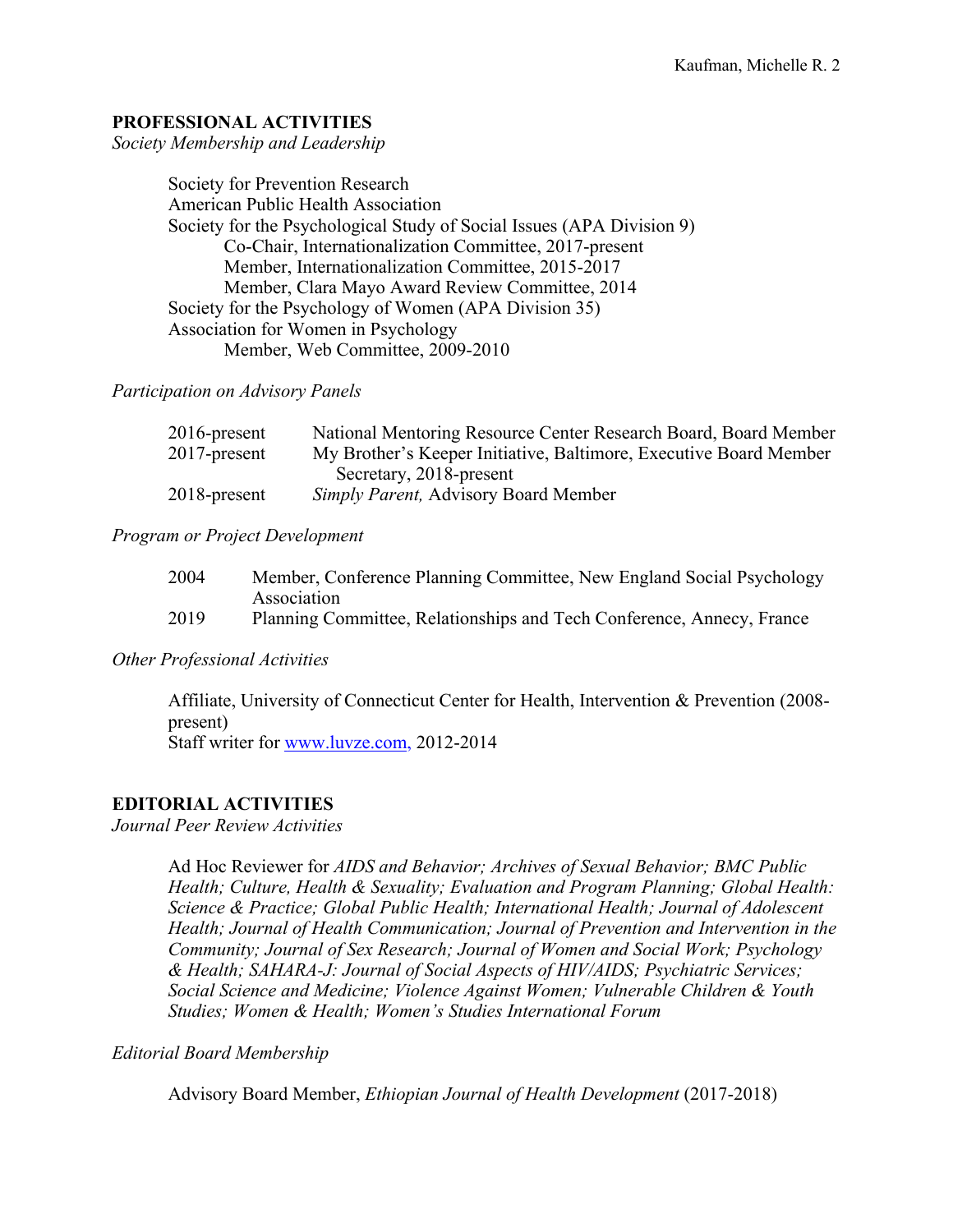## PROFESSIONAL ACTIVITIES

*Society Membership and Leadership*

Society for Prevention Research
American Public Health Association
Society for the Psychological Study of Social Issues (APA Division 9)
  Co-Chair, Internationalization Committee, 2017-present
  Member, Internationalization Committee, 2015-2017
  Member, Clara Mayo Award Review Committee, 2014
Society for the Psychology of Women (APA Division 35)
Association for Women in Psychology
  Member, Web Committee, 2009-2010

*Participation on Advisory Panels*

2016-present National Mentoring Resource Center Research Board, Board Member
2017-present My Brother's Keeper Initiative, Baltimore, Executive Board Member
  Secretary, 2018-present
2018-present *Simply Parent,* Advisory Board Member

*Program or Project Development*

2004 Member, Conference Planning Committee, New England Social Psychology Association
2019 Planning Committee, Relationships and Tech Conference, Annecy, France

*Other Professional Activities*

Affiliate, University of Connecticut Center for Health, Intervention & Prevention (2008-present)
Staff writer for www.luvze.com, 2012-2014

## EDITORIAL ACTIVITIES

*Journal Peer Review Activities*

Ad Hoc Reviewer for *AIDS and Behavior; Archives of Sexual Behavior; BMC Public Health; Culture, Health & Sexuality; Evaluation and Program Planning; Global Health: Science & Practice; Global Public Health; International Health; Journal of Adolescent Health; Journal of Health Communication; Journal of Prevention and Intervention in the Community; Journal of Sex Research; Journal of Women and Social Work; Psychology & Health; SAHARA-J: Journal of Social Aspects of HIV/AIDS; Psychiatric Services; Social Science and Medicine; Violence Against Women; Vulnerable Children & Youth Studies; Women & Health; Women's Studies International Forum*

*Editorial Board Membership*

Advisory Board Member, *Ethiopian Journal of Health Development* (2017-2018)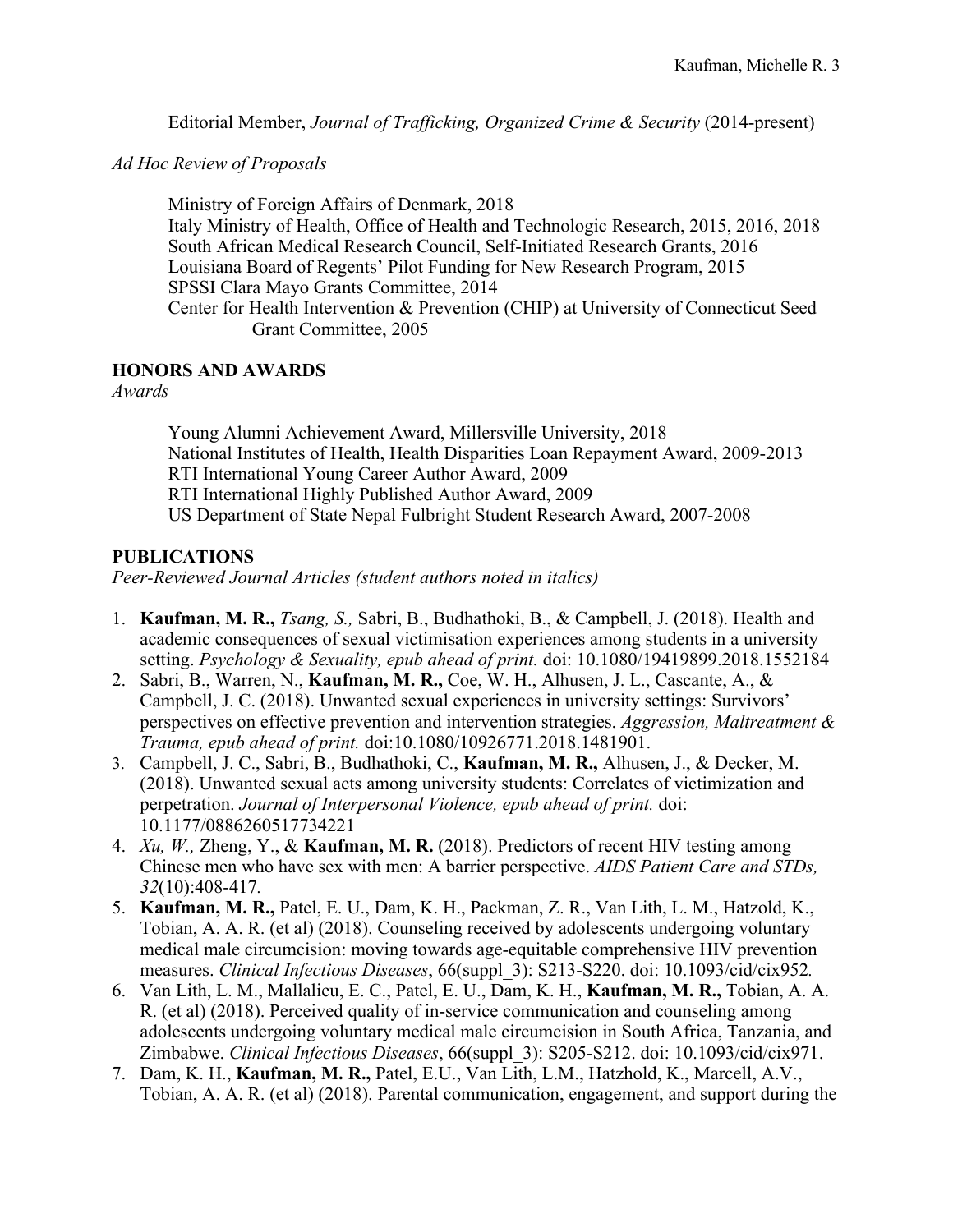Editorial Member, *Journal of Trafficking, Organized Crime & Security* (2014-present)

*Ad Hoc Review of Proposals*

Ministry of Foreign Affairs of Denmark, 2018
Italy Ministry of Health, Office of Health and Technologic Research, 2015, 2016, 2018
South African Medical Research Council, Self-Initiated Research Grants, 2016
Louisiana Board of Regents' Pilot Funding for New Research Program, 2015
SPSSI Clara Mayo Grants Committee, 2014
Center for Health Intervention & Prevention (CHIP) at University of Connecticut Seed Grant Committee, 2005

## HONORS AND AWARDS

*Awards*

Young Alumni Achievement Award, Millersville University, 2018
National Institutes of Health, Health Disparities Loan Repayment Award, 2009-2013
RTI International Young Career Author Award, 2009
RTI International Highly Published Author Award, 2009
US Department of State Nepal Fulbright Student Research Award, 2007-2008

## PUBLICATIONS

*Peer-Reviewed Journal Articles (student authors noted in italics)*

1. **Kaufman, M. R.,** *Tsang, S.,* Sabri, B., Budhathoki, B., & Campbell, J. (2018). Health and academic consequences of sexual victimisation experiences among students in a university setting. *Psychology & Sexuality, epub ahead of print.* doi: 10.1080/19419899.2018.1552184
2. Sabri, B., Warren, N., **Kaufman, M. R.,** Coe, W. H., Alhusen, J. L., Cascante, A., & Campbell, J. C. (2018). Unwanted sexual experiences in university settings: Survivors' perspectives on effective prevention and intervention strategies. *Aggression, Maltreatment & Trauma, epub ahead of print.* doi:10.1080/10926771.2018.1481901.
3. Campbell, J. C., Sabri, B., Budhathoki, C., **Kaufman, M. R.,** Alhusen, J., & Decker, M. (2018). Unwanted sexual acts among university students: Correlates of victimization and perpetration. *Journal of Interpersonal Violence, epub ahead of print.* doi: 10.1177/0886260517734221
4. *Xu, W.,* Zheng, Y., & **Kaufman, M. R.** (2018). Predictors of recent HIV testing among Chinese men who have sex with men: A barrier perspective. *AIDS Patient Care and STDs, 32*(10):408-417.
5. **Kaufman, M. R.,** Patel, E. U., Dam, K. H., Packman, Z. R., Van Lith, L. M., Hatzold, K., Tobian, A. A. R. (et al) (2018). Counseling received by adolescents undergoing voluntary medical male circumcision: moving towards age-equitable comprehensive HIV prevention measures. *Clinical Infectious Diseases*, 66(suppl_3): S213-S220. doi: 10.1093/cid/cix952.
6. Van Lith, L. M., Mallalieu, E. C., Patel, E. U., Dam, K. H., **Kaufman, M. R.,** Tobian, A. A. R. (et al) (2018). Perceived quality of in-service communication and counseling among adolescents undergoing voluntary medical male circumcision in South Africa, Tanzania, and Zimbabwe. *Clinical Infectious Diseases*, 66(suppl_3): S205-S212. doi: 10.1093/cid/cix971.
7. Dam, K. H., **Kaufman, M. R.,** Patel, E.U., Van Lith, L.M., Hatzhold, K., Marcell, A.V., Tobian, A. A. R. (et al) (2018). Parental communication, engagement, and support during the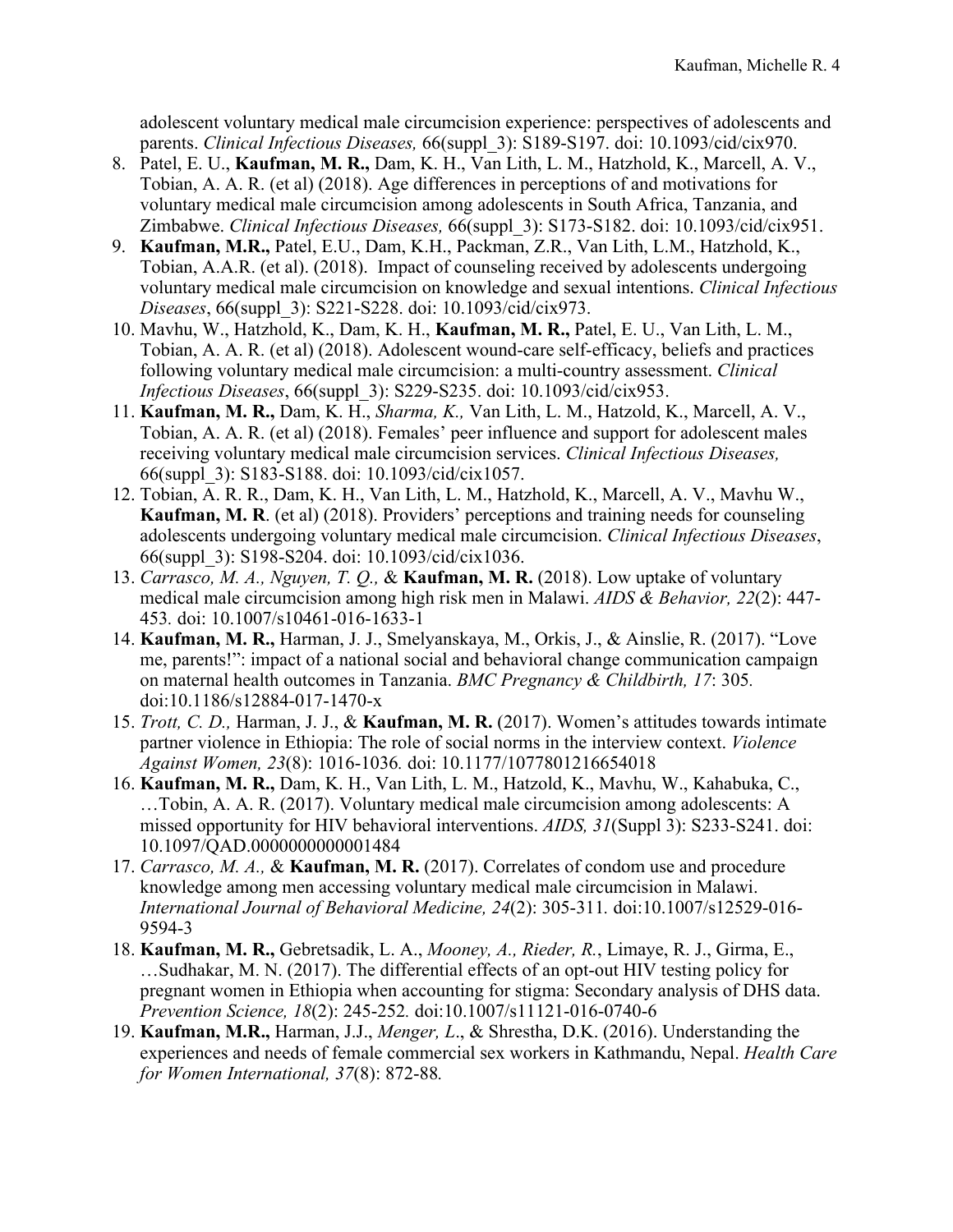adolescent voluntary medical male circumcision experience: perspectives of adolescents and parents. *Clinical Infectious Diseases,* 66(suppl_3): S189-S197. doi: 10.1093/cid/cix970.

8. Patel, E. U., **Kaufman, M. R.,** Dam, K. H., Van Lith, L. M., Hatzhold, K., Marcell, A. V., Tobian, A. A. R. (et al) (2018). Age differences in perceptions of and motivations for voluntary medical male circumcision among adolescents in South Africa, Tanzania, and Zimbabwe. *Clinical Infectious Diseases,* 66(suppl_3): S173-S182. doi: 10.1093/cid/cix951.
9. **Kaufman, M.R.,** Patel, E.U., Dam, K.H., Packman, Z.R., Van Lith, L.M., Hatzhold, K., Tobian, A.A.R. (et al). (2018). Impact of counseling received by adolescents undergoing voluntary medical male circumcision on knowledge and sexual intentions. *Clinical Infectious Diseases*, 66(suppl_3): S221-S228. doi: 10.1093/cid/cix973.
10. Mavhu, W., Hatzhold, K., Dam, K. H., **Kaufman, M. R.,** Patel, E. U., Van Lith, L. M., Tobian, A. A. R. (et al) (2018). Adolescent wound-care self-efficacy, beliefs and practices following voluntary medical male circumcision: a multi-country assessment. *Clinical Infectious Diseases*, 66(suppl_3): S229-S235. doi: 10.1093/cid/cix953.
11. **Kaufman, M. R.,** Dam, K. H., *Sharma, K.,* Van Lith, L. M., Hatzold, K., Marcell, A. V., Tobian, A. A. R. (et al) (2018). Females' peer influence and support for adolescent males receiving voluntary medical male circumcision services. *Clinical Infectious Diseases,* 66(suppl_3): S183-S188. doi: 10.1093/cid/cix1057.
12. Tobian, A. R. R., Dam, K. H., Van Lith, L. M., Hatzhold, K., Marcell, A. V., Mavhu W., **Kaufman, M. R**. (et al) (2018). Providers' perceptions and training needs for counseling adolescents undergoing voluntary medical male circumcision. *Clinical Infectious Diseases*, 66(suppl_3): S198-S204. doi: 10.1093/cid/cix1036.
13. *Carrasco, M. A., Nguyen, T. Q.,* & **Kaufman, M. R.** (2018). Low uptake of voluntary medical male circumcision among high risk men in Malawi. *AIDS & Behavior, 22*(2): 447-453*.* doi: 10.1007/s10461-016-1633-1
14. **Kaufman, M. R.,** Harman, J. J., Smelyanskaya, M., Orkis, J., & Ainslie, R. (2017). "Love me, parents!": impact of a national social and behavioral change communication campaign on maternal health outcomes in Tanzania. *BMC Pregnancy & Childbirth, 17*: 305*.* doi:10.1186/s12884-017-1470-x
15. *Trott, C. D.,* Harman, J. J., & **Kaufman, M. R.** (2017). Women's attitudes towards intimate partner violence in Ethiopia: The role of social norms in the interview context. *Violence Against Women, 23*(8): 1016-1036*.* doi: 10.1177/1077801216654018
16. **Kaufman, M. R.,** Dam, K. H., Van Lith, L. M., Hatzold, K., Mavhu, W., Kahabuka, C., …Tobin, A. A. R. (2017). Voluntary medical male circumcision among adolescents: A missed opportunity for HIV behavioral interventions. *AIDS, 31*(Suppl 3): S233-S241. doi: 10.1097/QAD.0000000000001484
17. *Carrasco, M. A.,* & **Kaufman, M. R.** (2017). Correlates of condom use and procedure knowledge among men accessing voluntary medical male circumcision in Malawi. *International Journal of Behavioral Medicine, 24*(2): 305-311*.* doi:10.1007/s12529-016-9594-3
18. **Kaufman, M. R.,** Gebretsadik, L. A., *Mooney, A., Rieder, R.*, Limaye, R. J., Girma, E., …Sudhakar, M. N. (2017). The differential effects of an opt-out HIV testing policy for pregnant women in Ethiopia when accounting for stigma: Secondary analysis of DHS data. *Prevention Science, 18*(2): 245-252*.* doi:10.1007/s11121-016-0740-6
19. **Kaufman, M.R.,** Harman, J.J., *Menger, L*., & Shrestha, D.K. (2016). Understanding the experiences and needs of female commercial sex workers in Kathmandu, Nepal. *Health Care for Women International, 37*(8): 872-88*.*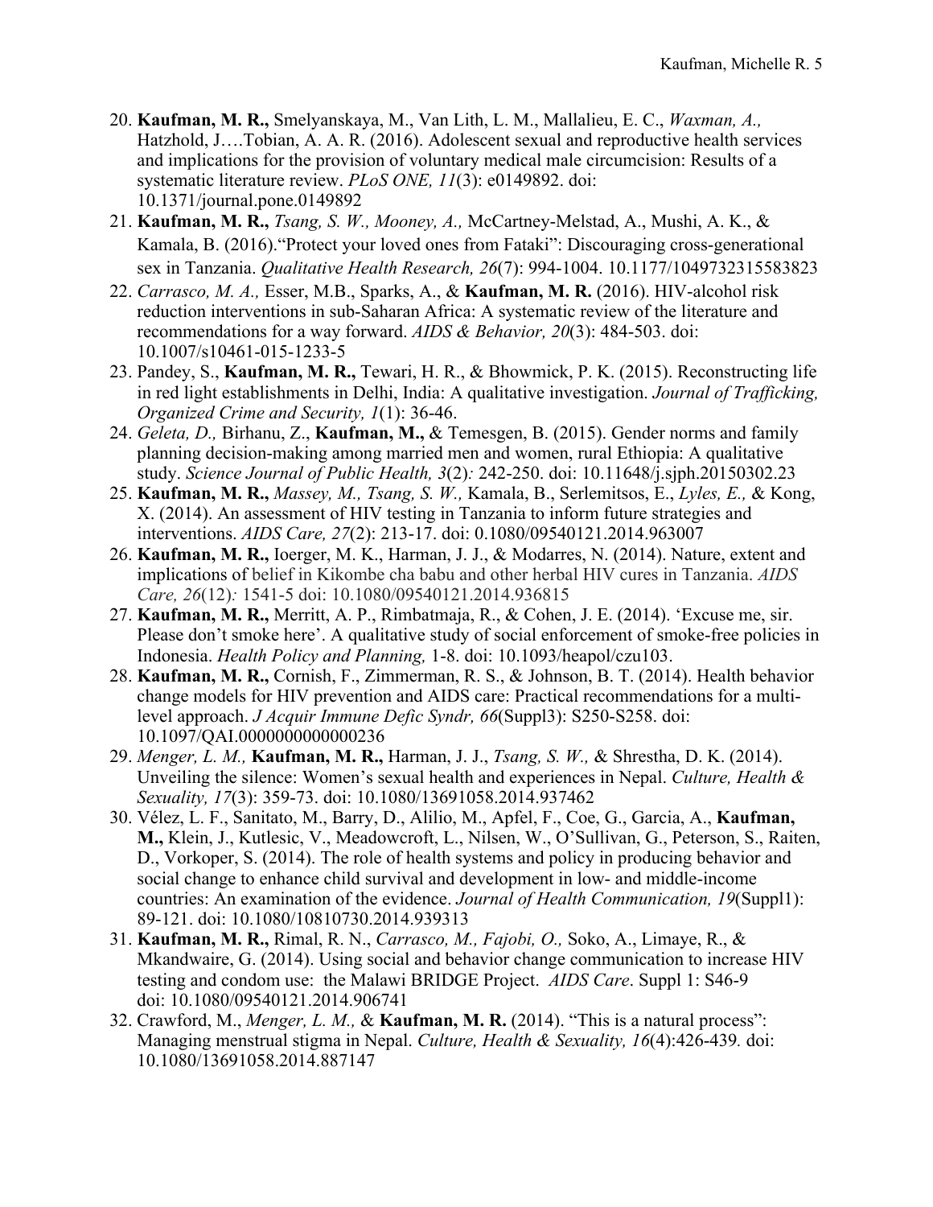20. **Kaufman, M. R.,** Smelyanskaya, M., Van Lith, L. M., Mallalieu, E. C., *Waxman, A.,* Hatzhold, J….Tobian, A. A. R. (2016). Adolescent sexual and reproductive health services and implications for the provision of voluntary medical male circumcision: Results of a systematic literature review. *PLoS ONE, 11*(3): e0149892. doi: 10.1371/journal.pone.0149892
21. **Kaufman, M. R.,** *Tsang, S. W., Mooney, A.,* McCartney-Melstad, A., Mushi, A. K., & Kamala, B. (2016).“Protect your loved ones from Fataki”: Discouraging cross-generational sex in Tanzania. *Qualitative Health Research, 26*(7): 994-1004. 10.1177/1049732315583823
22. *Carrasco, M. A.,* Esser, M.B., Sparks, A., & **Kaufman, M. R.** (2016). HIV-alcohol risk reduction interventions in sub-Saharan Africa: A systematic review of the literature and recommendations for a way forward. *AIDS & Behavior, 20*(3): 484-503. doi: 10.1007/s10461-015-1233-5
23. Pandey, S., **Kaufman, M. R.,** Tewari, H. R., & Bhowmick, P. K. (2015). Reconstructing life in red light establishments in Delhi, India: A qualitative investigation. *Journal of Trafficking, Organized Crime and Security, 1*(1): 36-46.
24. *Geleta, D.,* Birhanu, Z., **Kaufman, M.,** & Temesgen, B. (2015). Gender norms and family planning decision-making among married men and women, rural Ethiopia: A qualitative study. *Science Journal of Public Health, 3*(2)*:* 242-250. doi: 10.11648/j.sjph.20150302.23
25. **Kaufman, M. R.,** *Massey, M., Tsang, S. W.,* Kamala, B., Serlemitsos, E., *Lyles, E.,* & Kong, X. (2014). An assessment of HIV testing in Tanzania to inform future strategies and interventions. *AIDS Care, 27*(2): 213-17. doi: 0.1080/09540121.2014.963007
26. **Kaufman, M. R.,** Ioerger, M. K., Harman, J. J., & Modarres, N. (2014). Nature, extent and implications of belief in Kikombe cha babu and other herbal HIV cures in Tanzania. *AIDS Care, 26*(12)*:* 1541-5 doi: 10.1080/09540121.2014.936815
27. **Kaufman, M. R.,** Merritt, A. P., Rimbatmaja, R., & Cohen, J. E. (2014). ‘Excuse me, sir. Please don’t smoke here’. A qualitative study of social enforcement of smoke-free policies in Indonesia. *Health Policy and Planning,* 1-8. doi: 10.1093/heapol/czu103.
28. **Kaufman, M. R.,** Cornish, F., Zimmerman, R. S., & Johnson, B. T. (2014). Health behavior change models for HIV prevention and AIDS care: Practical recommendations for a multi-level approach. *J Acquir Immune Defic Syndr, 66*(Suppl3): S250-S258. doi: 10.1097/QAI.0000000000000236
29. *Menger, L. M.,* **Kaufman, M. R.,** Harman, J. J., *Tsang, S. W.,* & Shrestha, D. K. (2014). Unveiling the silence: Women’s sexual health and experiences in Nepal. *Culture, Health & Sexuality, 17*(3): 359-73. doi: 10.1080/13691058.2014.937462
30. Vélez, L. F., Sanitato, M., Barry, D., Alilio, M., Apfel, F., Coe, G., Garcia, A., **Kaufman, M.,** Klein, J., Kutlesic, V., Meadowcroft, L., Nilsen, W., O’Sullivan, G., Peterson, S., Raiten, D., Vorkoper, S. (2014). The role of health systems and policy in producing behavior and social change to enhance child survival and development in low- and middle-income countries: An examination of the evidence. *Journal of Health Communication, 19*(Suppl1): 89-121. doi: 10.1080/10810730.2014.939313
31. **Kaufman, M. R.,** Rimal, R. N., *Carrasco, M., Fajobi, O.,* Soko, A., Limaye, R., & Mkandwaire, G. (2014). Using social and behavior change communication to increase HIV testing and condom use: the Malawi BRIDGE Project. *AIDS Care*. Suppl 1: S46-9 doi: 10.1080/09540121.2014.906741
32. Crawford, M., *Menger, L. M.,* & **Kaufman, M. R.** (2014). “This is a natural process”: Managing menstrual stigma in Nepal. *Culture, Health & Sexuality, 16*(4):426-439*.* doi: 10.1080/13691058.2014.887147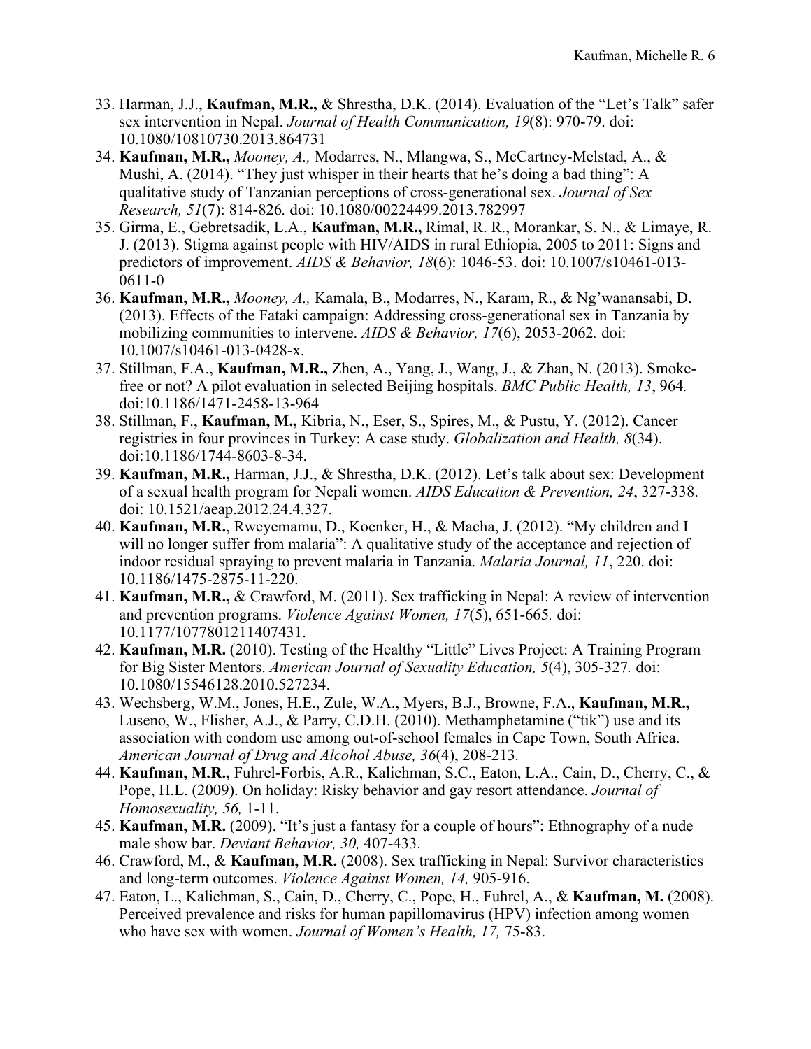33. Harman, J.J., **Kaufman, M.R.,** & Shrestha, D.K. (2014). Evaluation of the "Let's Talk" safer sex intervention in Nepal. *Journal of Health Communication, 19*(8): 970-79. doi: 10.1080/10810730.2013.864731
34. **Kaufman, M.R.,** *Mooney, A.,* Modarres, N., Mlangwa, S., McCartney-Melstad, A., & Mushi, A. (2014). "They just whisper in their hearts that he's doing a bad thing": A qualitative study of Tanzanian perceptions of cross-generational sex. *Journal of Sex Research, 51*(7): 814-826. doi: 10.1080/00224499.2013.782997
35. Girma, E., Gebretsadik, L.A., **Kaufman, M.R.,** Rimal, R. R., Morankar, S. N., & Limaye, R. J. (2013). Stigma against people with HIV/AIDS in rural Ethiopia, 2005 to 2011: Signs and predictors of improvement. *AIDS & Behavior, 18*(6): 1046-53. doi: 10.1007/s10461-013-0611-0
36. **Kaufman, M.R.,** *Mooney, A.,* Kamala, B., Modarres, N., Karam, R., & Ng'wanansabi, D. (2013). Effects of the Fataki campaign: Addressing cross-generational sex in Tanzania by mobilizing communities to intervene. *AIDS & Behavior, 17*(6), 2053-2062. doi: 10.1007/s10461-013-0428-x.
37. Stillman, F.A., **Kaufman, M.R.,** Zhen, A., Yang, J., Wang, J., & Zhan, N. (2013). Smoke-free or not? A pilot evaluation in selected Beijing hospitals. *BMC Public Health, 13*, 964. doi:10.1186/1471-2458-13-964
38. Stillman, F., **Kaufman, M.,** Kibria, N., Eser, S., Spires, M., & Pustu, Y. (2012). Cancer registries in four provinces in Turkey: A case study. *Globalization and Health, 8*(34). doi:10.1186/1744-8603-8-34.
39. **Kaufman, M.R.,** Harman, J.J., & Shrestha, D.K. (2012). Let's talk about sex: Development of a sexual health program for Nepali women. *AIDS Education & Prevention, 24*, 327-338. doi: 10.1521/aeap.2012.24.4.327.
40. **Kaufman, M.R.**, Rweyemamu, D., Koenker, H., & Macha, J. (2012). "My children and I will no longer suffer from malaria": A qualitative study of the acceptance and rejection of indoor residual spraying to prevent malaria in Tanzania. *Malaria Journal, 11*, 220. doi: 10.1186/1475-2875-11-220.
41. **Kaufman, M.R.,** & Crawford, M. (2011). Sex trafficking in Nepal: A review of intervention and prevention programs. *Violence Against Women, 17*(5), 651-665. doi: 10.1177/1077801211407431.
42. **Kaufman, M.R.** (2010). Testing of the Healthy "Little" Lives Project: A Training Program for Big Sister Mentors. *American Journal of Sexuality Education, 5*(4), 305-327. doi: 10.1080/15546128.2010.527234.
43. Wechsberg, W.M., Jones, H.E., Zule, W.A., Myers, B.J., Browne, F.A., **Kaufman, M.R.,** Luseno, W., Flisher, A.J., & Parry, C.D.H. (2010). Methamphetamine ("tik") use and its association with condom use among out-of-school females in Cape Town, South Africa. *American Journal of Drug and Alcohol Abuse, 36*(4), 208-213.
44. **Kaufman, M.R.,** Fuhrel-Forbis, A.R., Kalichman, S.C., Eaton, L.A., Cain, D., Cherry, C., & Pope, H.L. (2009). On holiday: Risky behavior and gay resort attendance. *Journal of Homosexuality, 56,* 1-11.
45. **Kaufman, M.R.** (2009). "It's just a fantasy for a couple of hours": Ethnography of a nude male show bar. *Deviant Behavior, 30,* 407-433.
46. Crawford, M., & **Kaufman, M.R.** (2008). Sex trafficking in Nepal: Survivor characteristics and long-term outcomes. *Violence Against Women, 14,* 905-916.
47. Eaton, L., Kalichman, S., Cain, D., Cherry, C., Pope, H., Fuhrel, A., & **Kaufman, M.** (2008). Perceived prevalence and risks for human papillomavirus (HPV) infection among women who have sex with women. *Journal of Women's Health, 17,* 75-83.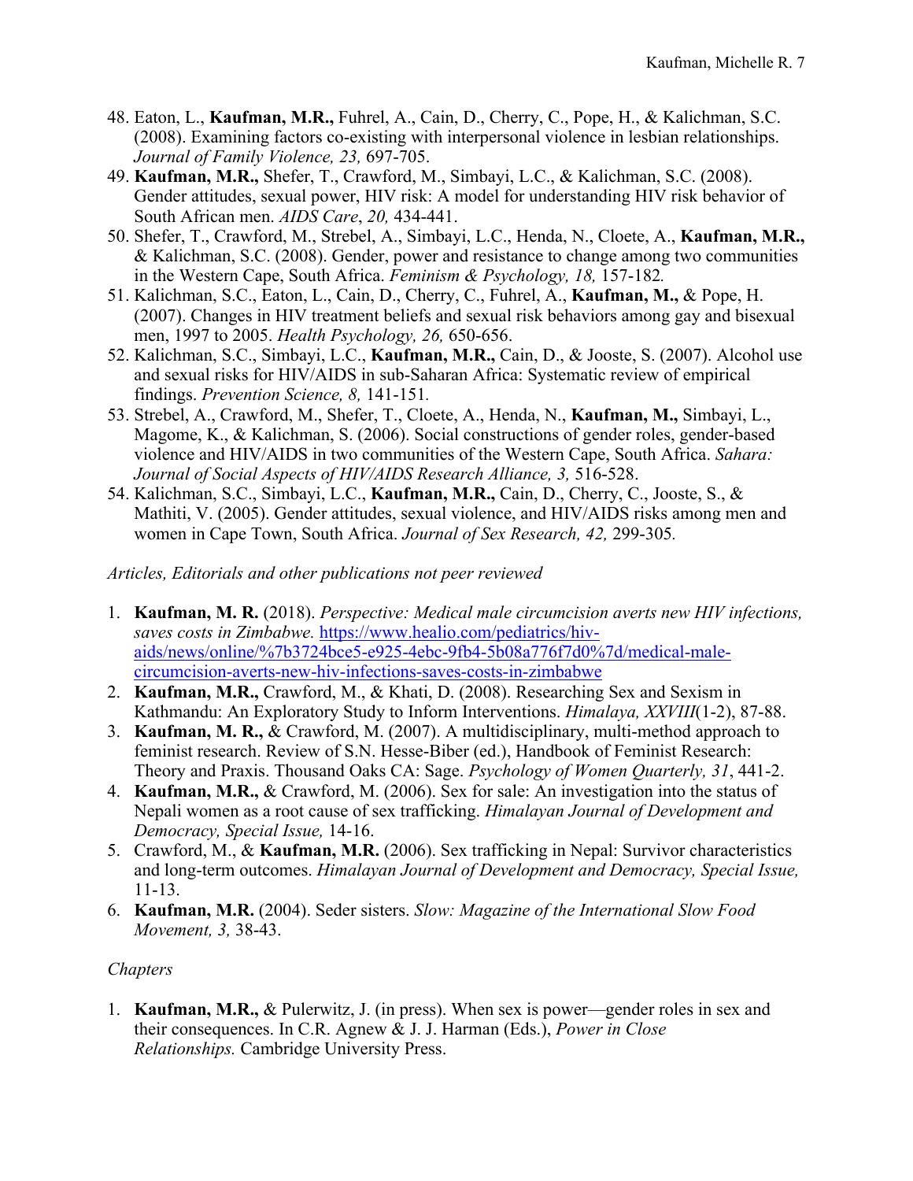48. Eaton, L., **Kaufman, M.R.,** Fuhrel, A., Cain, D., Cherry, C., Pope, H., & Kalichman, S.C. (2008). Examining factors co-existing with interpersonal violence in lesbian relationships. *Journal of Family Violence, 23,* 697-705.
49. **Kaufman, M.R.,** Shefer, T., Crawford, M., Simbayi, L.C., & Kalichman, S.C. (2008). Gender attitudes, sexual power, HIV risk: A model for understanding HIV risk behavior of South African men. *AIDS Care*, *20,* 434-441.
50. Shefer, T., Crawford, M., Strebel, A., Simbayi, L.C., Henda, N., Cloete, A., **Kaufman, M.R.,** & Kalichman, S.C. (2008). Gender, power and resistance to change among two communities in the Western Cape, South Africa. *Feminism & Psychology, 18,* 157-182*.*
51. Kalichman, S.C., Eaton, L., Cain, D., Cherry, C., Fuhrel, A., **Kaufman, M.,** & Pope, H. (2007). Changes in HIV treatment beliefs and sexual risk behaviors among gay and bisexual men, 1997 to 2005. *Health Psychology, 26,* 650-656.
52. Kalichman, S.C., Simbayi, L.C., **Kaufman, M.R.,** Cain, D., & Jooste, S. (2007). Alcohol use and sexual risks for HIV/AIDS in sub-Saharan Africa: Systematic review of empirical findings. *Prevention Science, 8,* 141-151*.*
53. Strebel, A., Crawford, M., Shefer, T., Cloete, A., Henda, N., **Kaufman, M.,** Simbayi, L., Magome, K., & Kalichman, S. (2006). Social constructions of gender roles, gender-based violence and HIV/AIDS in two communities of the Western Cape, South Africa. *Sahara: Journal of Social Aspects of HIV/AIDS Research Alliance, 3,* 516-528.
54. Kalichman, S.C., Simbayi, L.C., **Kaufman, M.R.,** Cain, D., Cherry, C., Jooste, S., & Mathiti, V. (2005). Gender attitudes, sexual violence, and HIV/AIDS risks among men and women in Cape Town, South Africa. *Journal of Sex Research, 42,* 299-305*.*

*Articles, Editorials and other publications not peer reviewed*

1. **Kaufman, M. R.** (2018). *Perspective: Medical male circumcision averts new HIV infections, saves costs in Zimbabwe.* https://www.healio.com/pediatrics/hiv-aids/news/online/%7b3724bce5-e925-4ebc-9fb4-5b08a776f7d0%7d/medical-male-circumcision-averts-new-hiv-infections-saves-costs-in-zimbabwe
2. **Kaufman, M.R.,** Crawford, M., & Khati, D. (2008). Researching Sex and Sexism in Kathmandu: An Exploratory Study to Inform Interventions. *Himalaya, XXVIII*(1-2), 87-88.
3. **Kaufman, M. R.,** & Crawford, M. (2007). A multidisciplinary, multi-method approach to feminist research. Review of S.N. Hesse-Biber (ed.), Handbook of Feminist Research: Theory and Praxis. Thousand Oaks CA: Sage. *Psychology of Women Quarterly, 31*, 441-2.
4. **Kaufman, M.R.,** & Crawford, M. (2006). Sex for sale: An investigation into the status of Nepali women as a root cause of sex trafficking. *Himalayan Journal of Development and Democracy, Special Issue,* 14-16.
5. Crawford, M., & **Kaufman, M.R.** (2006). Sex trafficking in Nepal: Survivor characteristics and long-term outcomes. *Himalayan Journal of Development and Democracy, Special Issue,* 11-13.
6. **Kaufman, M.R.** (2004). Seder sisters. *Slow: Magazine of the International Slow Food Movement, 3,* 38-43.

*Chapters*

1. **Kaufman, M.R.,** & Pulerwitz, J. (in press). When sex is power—gender roles in sex and their consequences. In C.R. Agnew & J. J. Harman (Eds.), *Power in Close Relationships.* Cambridge University Press.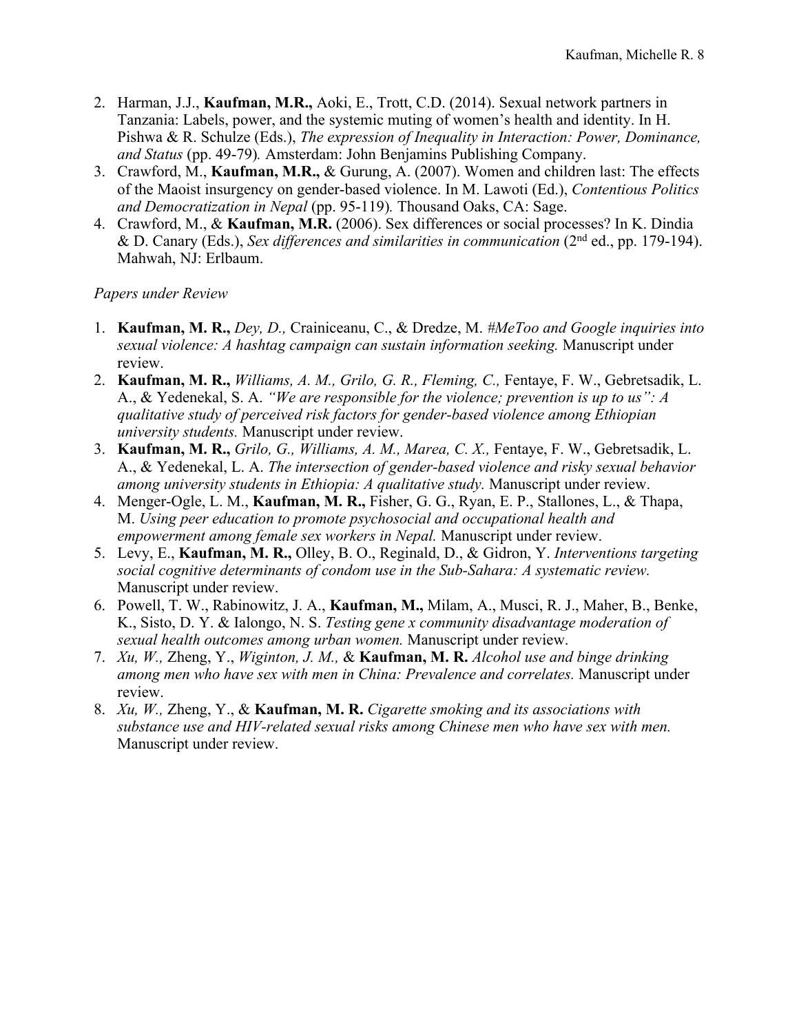2. Harman, J.J., **Kaufman, M.R.,** Aoki, E., Trott, C.D. (2014). Sexual network partners in Tanzania: Labels, power, and the systemic muting of women's health and identity. In H. Pishwa & R. Schulze (Eds.), *The expression of Inequality in Interaction: Power, Dominance, and Status* (pp. 49-79)*.* Amsterdam: John Benjamins Publishing Company.
3. Crawford, M., **Kaufman, M.R.,** & Gurung, A. (2007). Women and children last: The effects of the Maoist insurgency on gender-based violence. In M. Lawoti (Ed.), *Contentious Politics and Democratization in Nepal* (pp. 95-119)*.* Thousand Oaks, CA: Sage.
4. Crawford, M., & **Kaufman, M.R.** (2006). Sex differences or social processes? In K. Dindia & D. Canary (Eds.), *Sex differences and similarities in communication* (2nd ed., pp. 179-194). Mahwah, NJ: Erlbaum.

*Papers under Review*

1. **Kaufman, M. R.,** *Dey, D.,* Crainiceanu, C., & Dredze, M. *#MeToo and Google inquiries into sexual violence: A hashtag campaign can sustain information seeking.* Manuscript under review.
2. **Kaufman, M. R.,** *Williams, A. M., Grilo, G. R., Fleming, C.,* Fentaye, F. W., Gebretsadik, L. A., & Yedenekal, S. A. *"We are responsible for the violence; prevention is up to us": A qualitative study of perceived risk factors for gender-based violence among Ethiopian university students.* Manuscript under review.
3. **Kaufman, M. R.,** *Grilo, G., Williams, A. M., Marea, C. X.,* Fentaye, F. W., Gebretsadik, L. A., & Yedenekal, L. A. *The intersection of gender-based violence and risky sexual behavior among university students in Ethiopia: A qualitative study.* Manuscript under review.
4. Menger-Ogle, L. M., **Kaufman, M. R.,** Fisher, G. G., Ryan, E. P., Stallones, L., & Thapa, M. *Using peer education to promote psychosocial and occupational health and empowerment among female sex workers in Nepal.* Manuscript under review.
5. Levy, E., **Kaufman, M. R.,** Olley, B. O., Reginald, D., & Gidron, Y. *Interventions targeting social cognitive determinants of condom use in the Sub-Sahara: A systematic review.* Manuscript under review.
6. Powell, T. W., Rabinowitz, J. A., **Kaufman, M.,** Milam, A., Musci, R. J., Maher, B., Benke, K., Sisto, D. Y. & Ialongo, N. S. *Testing gene x community disadvantage moderation of sexual health outcomes among urban women.* Manuscript under review.
7. *Xu, W.,* Zheng, Y., *Wiginton, J. M.,* & **Kaufman, M. R.** *Alcohol use and binge drinking among men who have sex with men in China: Prevalence and correlates.* Manuscript under review.
8. *Xu, W.,* Zheng, Y., & **Kaufman, M. R.** *Cigarette smoking and its associations with substance use and HIV-related sexual risks among Chinese men who have sex with men.* Manuscript under review.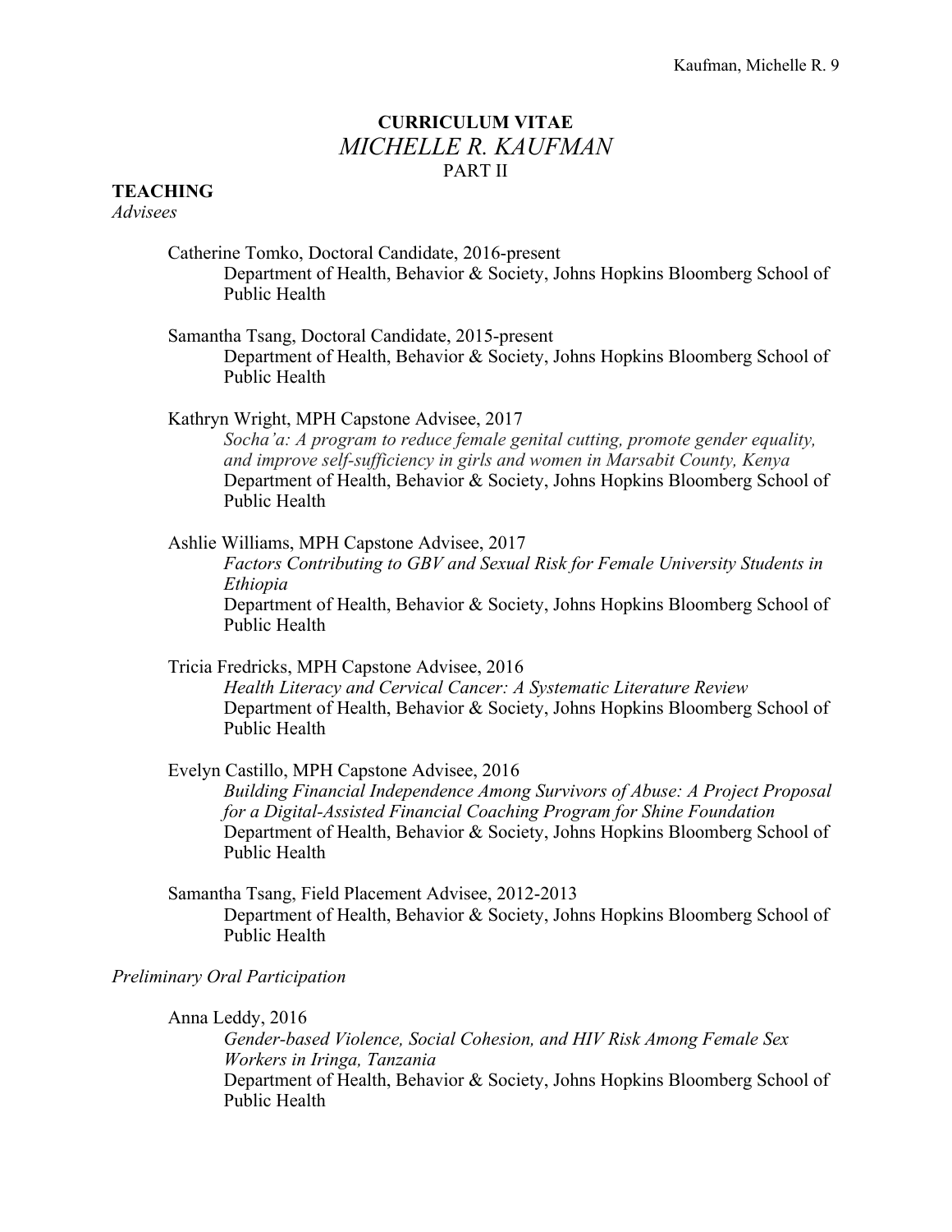# CURRICULUM VITAE
## *MICHELLE R. KAUFMAN*
### PART II

**TEACHING**

*Advisees*

Catherine Tomko, Doctoral Candidate, 2016-present
Department of Health, Behavior & Society, Johns Hopkins Bloomberg School of Public Health

Samantha Tsang, Doctoral Candidate, 2015-present
Department of Health, Behavior & Society, Johns Hopkins Bloomberg School of Public Health

Kathryn Wright, MPH Capstone Advisee, 2017
*Socha'a: A program to reduce female genital cutting, promote gender equality, and improve self-sufficiency in girls and women in Marsabit County, Kenya*
Department of Health, Behavior & Society, Johns Hopkins Bloomberg School of Public Health

Ashlie Williams, MPH Capstone Advisee, 2017
*Factors Contributing to GBV and Sexual Risk for Female University Students in Ethiopia*
Department of Health, Behavior & Society, Johns Hopkins Bloomberg School of Public Health

Tricia Fredricks, MPH Capstone Advisee, 2016
*Health Literacy and Cervical Cancer: A Systematic Literature Review*
Department of Health, Behavior & Society, Johns Hopkins Bloomberg School of Public Health

Evelyn Castillo, MPH Capstone Advisee, 2016
*Building Financial Independence Among Survivors of Abuse: A Project Proposal for a Digital-Assisted Financial Coaching Program for Shine Foundation*
Department of Health, Behavior & Society, Johns Hopkins Bloomberg School of Public Health

Samantha Tsang, Field Placement Advisee, 2012-2013
Department of Health, Behavior & Society, Johns Hopkins Bloomberg School of Public Health

*Preliminary Oral Participation*

Anna Leddy, 2016
*Gender-based Violence, Social Cohesion, and HIV Risk Among Female Sex Workers in Iringa, Tanzania*
Department of Health, Behavior & Society, Johns Hopkins Bloomberg School of Public Health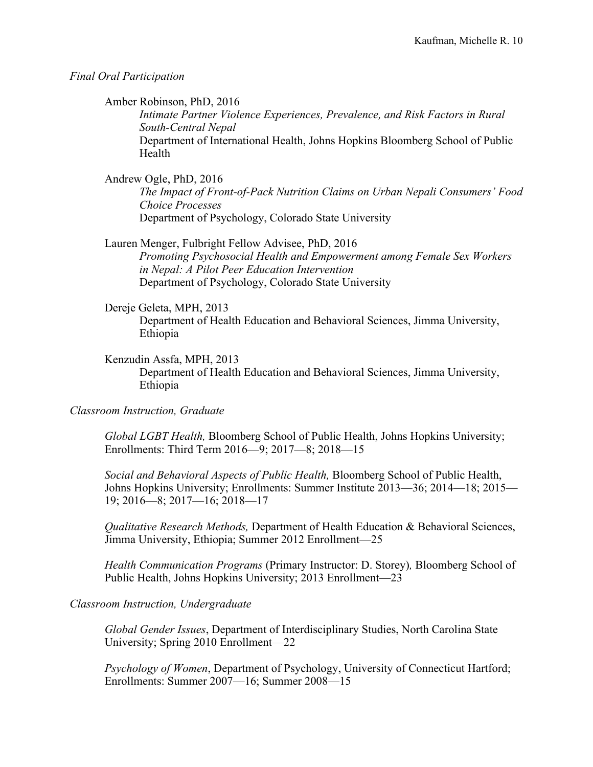*Final Oral Participation*

Amber Robinson, PhD, 2016
*Intimate Partner Violence Experiences, Prevalence, and Risk Factors in Rural South-Central Nepal*
Department of International Health, Johns Hopkins Bloomberg School of Public Health

Andrew Ogle, PhD, 2016
*The Impact of Front-of-Pack Nutrition Claims on Urban Nepali Consumers' Food Choice Processes*
Department of Psychology, Colorado State University

Lauren Menger, Fulbright Fellow Advisee, PhD, 2016
*Promoting Psychosocial Health and Empowerment among Female Sex Workers in Nepal: A Pilot Peer Education Intervention*
Department of Psychology, Colorado State University

Dereje Geleta, MPH, 2013
Department of Health Education and Behavioral Sciences, Jimma University, Ethiopia

Kenzudin Assfa, MPH, 2013
Department of Health Education and Behavioral Sciences, Jimma University, Ethiopia

*Classroom Instruction, Graduate*

*Global LGBT Health,* Bloomberg School of Public Health, Johns Hopkins University; Enrollments: Third Term 2016—9; 2017—8; 2018—15

*Social and Behavioral Aspects of Public Health,* Bloomberg School of Public Health, Johns Hopkins University; Enrollments: Summer Institute 2013—36; 2014—18; 2015—19; 2016—8; 2017—16; 2018—17

*Qualitative Research Methods,* Department of Health Education & Behavioral Sciences, Jimma University, Ethiopia; Summer 2012 Enrollment—25

*Health Communication Programs* (Primary Instructor: D. Storey)*,* Bloomberg School of Public Health, Johns Hopkins University; 2013 Enrollment—23

*Classroom Instruction, Undergraduate*

*Global Gender Issues*, Department of Interdisciplinary Studies, North Carolina State University; Spring 2010 Enrollment—22

*Psychology of Women*, Department of Psychology, University of Connecticut Hartford; Enrollments: Summer 2007—16; Summer 2008—15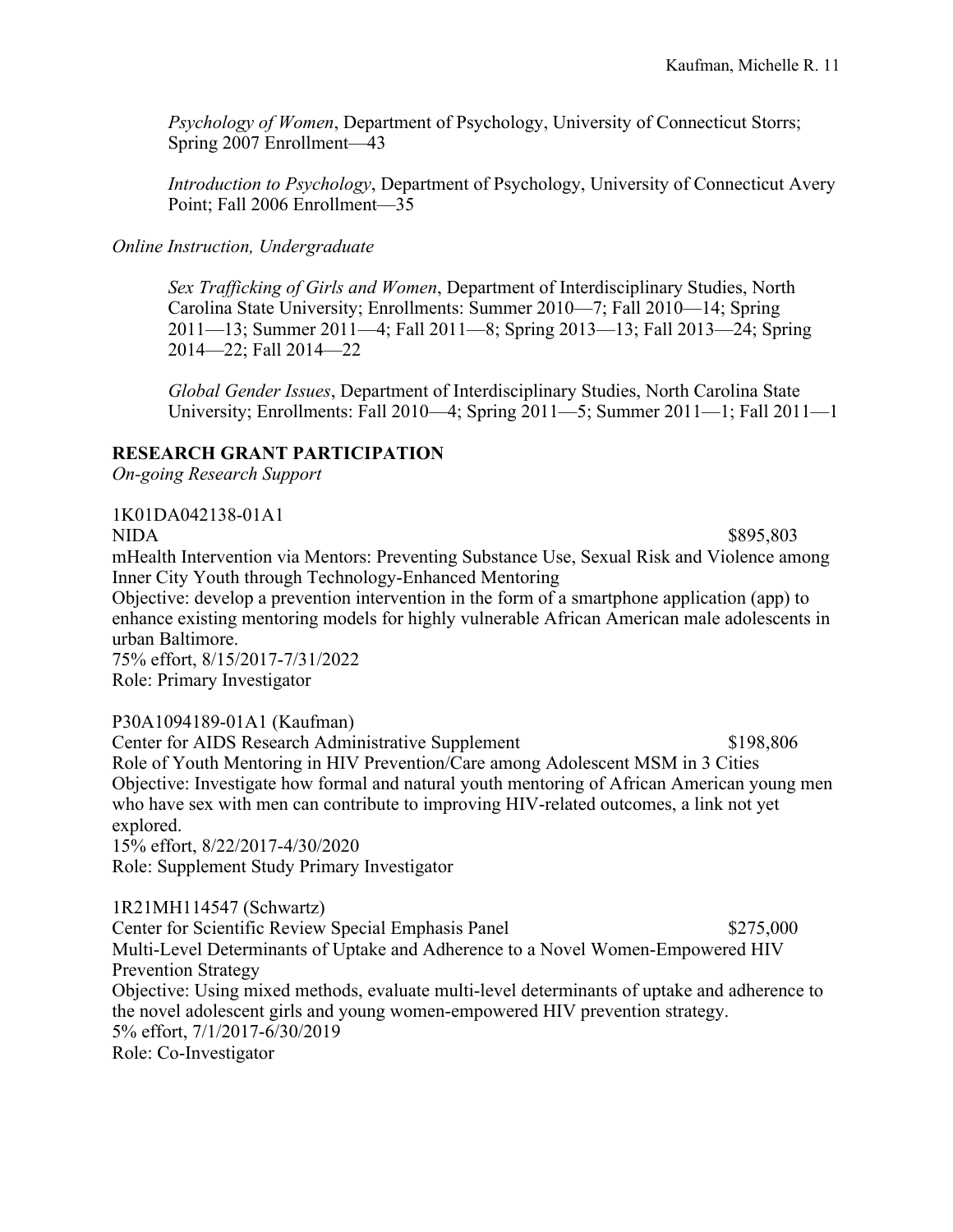*Psychology of Women*, Department of Psychology, University of Connecticut Storrs; Spring 2007 Enrollment—43

*Introduction to Psychology*, Department of Psychology, University of Connecticut Avery Point; Fall 2006 Enrollment—35

*Online Instruction, Undergraduate*

*Sex Trafficking of Girls and Women*, Department of Interdisciplinary Studies, North Carolina State University; Enrollments: Summer 2010—7; Fall 2010—14; Spring 2011—13; Summer 2011—4; Fall 2011—8; Spring 2013—13; Fall 2013—24; Spring 2014—22; Fall 2014—22

*Global Gender Issues*, Department of Interdisciplinary Studies, North Carolina State University; Enrollments: Fall 2010—4; Spring 2011—5; Summer 2011—1; Fall 2011—1

## RESEARCH GRANT PARTICIPATION

*On-going Research Support*

1K01DA042138-01A1
NIDA $895,803
mHealth Intervention via Mentors: Preventing Substance Use, Sexual Risk and Violence among Inner City Youth through Technology-Enhanced Mentoring
Objective: develop a prevention intervention in the form of a smartphone application (app) to enhance existing mentoring models for highly vulnerable African American male adolescents in urban Baltimore.
75% effort, 8/15/2017-7/31/2022
Role: Primary Investigator

P30A1094189-01A1 (Kaufman)
Center for AIDS Research Administrative Supplement $198,806
Role of Youth Mentoring in HIV Prevention/Care among Adolescent MSM in 3 Cities
Objective: Investigate how formal and natural youth mentoring of African American young men who have sex with men can contribute to improving HIV-related outcomes, a link not yet explored.
15% effort, 8/22/2017-4/30/2020
Role: Supplement Study Primary Investigator

1R21MH114547 (Schwartz)
Center for Scientific Review Special Emphasis Panel $275,000
Multi-Level Determinants of Uptake and Adherence to a Novel Women-Empowered HIV Prevention Strategy
Objective: Using mixed methods, evaluate multi-level determinants of uptake and adherence to the novel adolescent girls and young women-empowered HIV prevention strategy.
5% effort, 7/1/2017-6/30/2019
Role: Co-Investigator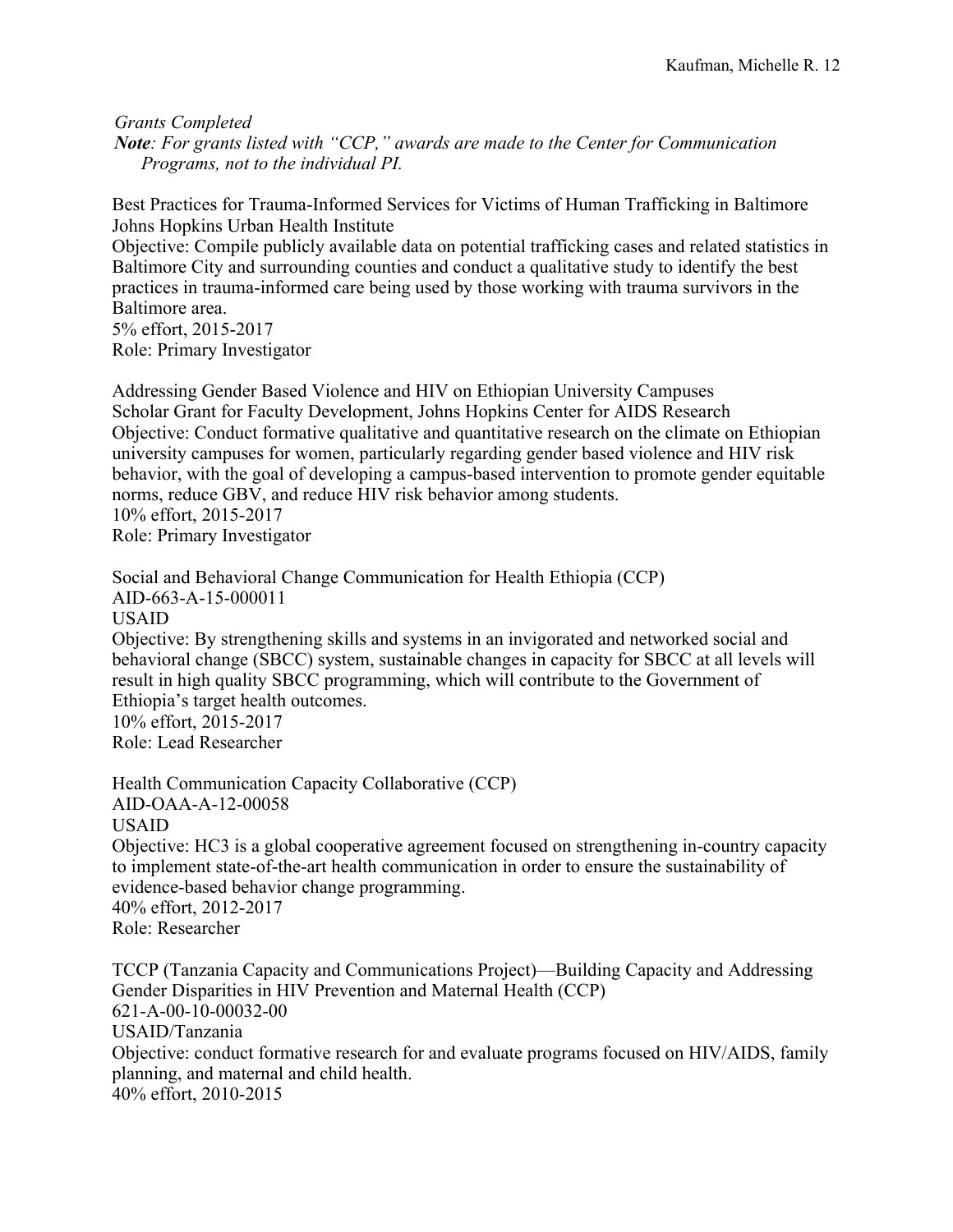*Grants Completed*

***Note**: For grants listed with "CCP," awards are made to the Center for Communication Programs, not to the individual PI.*

Best Practices for Trauma-Informed Services for Victims of Human Trafficking in Baltimore
Johns Hopkins Urban Health Institute
Objective: Compile publicly available data on potential trafficking cases and related statistics in Baltimore City and surrounding counties and conduct a qualitative study to identify the best practices in trauma-informed care being used by those working with trauma survivors in the Baltimore area.
5% effort, 2015-2017
Role: Primary Investigator

Addressing Gender Based Violence and HIV on Ethiopian University Campuses
Scholar Grant for Faculty Development, Johns Hopkins Center for AIDS Research
Objective: Conduct formative qualitative and quantitative research on the climate on Ethiopian university campuses for women, particularly regarding gender based violence and HIV risk behavior, with the goal of developing a campus-based intervention to promote gender equitable norms, reduce GBV, and reduce HIV risk behavior among students.
10% effort, 2015-2017
Role: Primary Investigator

Social and Behavioral Change Communication for Health Ethiopia (CCP)
AID-663-A-15-000011
USAID
Objective: By strengthening skills and systems in an invigorated and networked social and behavioral change (SBCC) system, sustainable changes in capacity for SBCC at all levels will result in high quality SBCC programming, which will contribute to the Government of Ethiopia's target health outcomes.
10% effort, 2015-2017
Role: Lead Researcher

Health Communication Capacity Collaborative (CCP)
AID-OAA-A-12-00058
USAID
Objective: HC3 is a global cooperative agreement focused on strengthening in-country capacity to implement state-of-the-art health communication in order to ensure the sustainability of evidence-based behavior change programming.
40% effort, 2012-2017
Role: Researcher

TCCP (Tanzania Capacity and Communications Project)—Building Capacity and Addressing Gender Disparities in HIV Prevention and Maternal Health (CCP)
621-A-00-10-00032-00
USAID/Tanzania
Objective: conduct formative research for and evaluate programs focused on HIV/AIDS, family planning, and maternal and child health.
40% effort, 2010-2015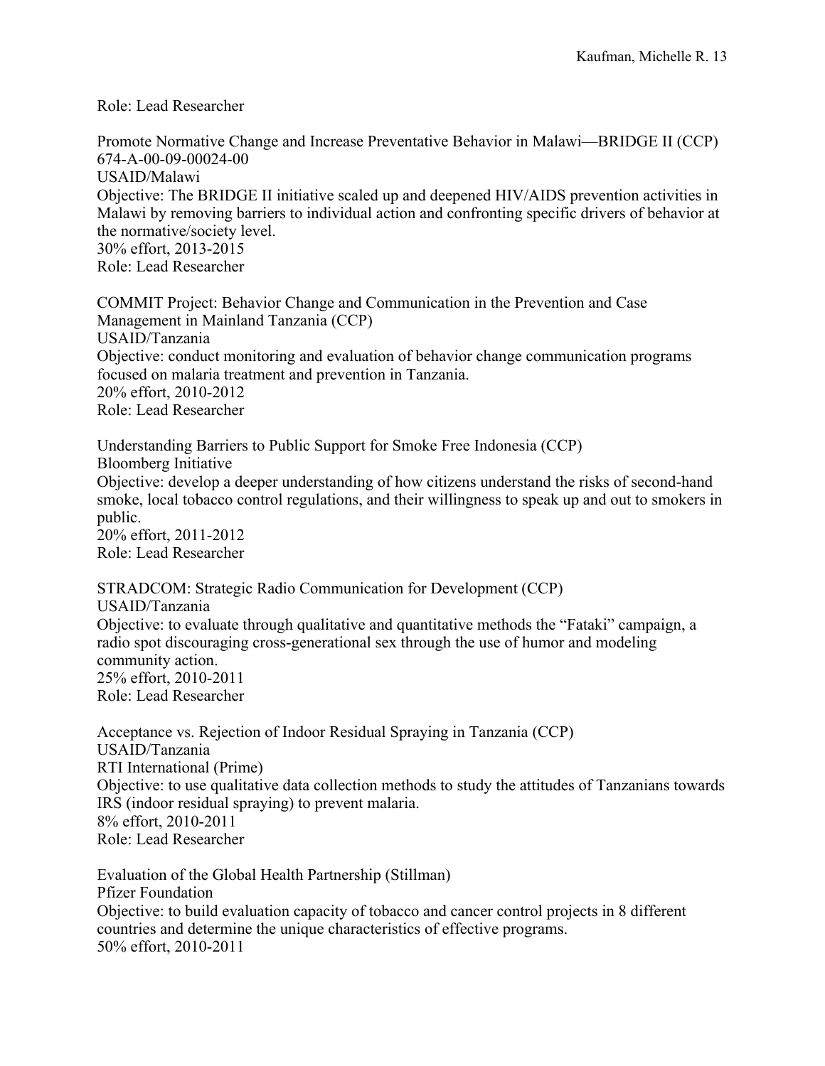Role: Lead Researcher

Promote Normative Change and Increase Preventative Behavior in Malawi—BRIDGE II (CCP)
674-A-00-09-00024-00
USAID/Malawi
Objective: The BRIDGE II initiative scaled up and deepened HIV/AIDS prevention activities in Malawi by removing barriers to individual action and confronting specific drivers of behavior at the normative/society level.
30% effort, 2013-2015
Role: Lead Researcher

COMMIT Project: Behavior Change and Communication in the Prevention and Case Management in Mainland Tanzania (CCP)
USAID/Tanzania
Objective: conduct monitoring and evaluation of behavior change communication programs focused on malaria treatment and prevention in Tanzania.
20% effort, 2010-2012
Role: Lead Researcher

Understanding Barriers to Public Support for Smoke Free Indonesia (CCP)
Bloomberg Initiative
Objective: develop a deeper understanding of how citizens understand the risks of second-hand smoke, local tobacco control regulations, and their willingness to speak up and out to smokers in public.
20% effort, 2011-2012
Role: Lead Researcher

STRADCOM: Strategic Radio Communication for Development (CCP)
USAID/Tanzania
Objective: to evaluate through qualitative and quantitative methods the "Fataki" campaign, a radio spot discouraging cross-generational sex through the use of humor and modeling community action.
25% effort, 2010-2011
Role: Lead Researcher

Acceptance vs. Rejection of Indoor Residual Spraying in Tanzania (CCP)
USAID/Tanzania
RTI International (Prime)
Objective: to use qualitative data collection methods to study the attitudes of Tanzanians towards IRS (indoor residual spraying) to prevent malaria.
8% effort, 2010-2011
Role: Lead Researcher

Evaluation of the Global Health Partnership (Stillman)
Pfizer Foundation
Objective: to build evaluation capacity of tobacco and cancer control projects in 8 different countries and determine the unique characteristics of effective programs.
50% effort, 2010-2011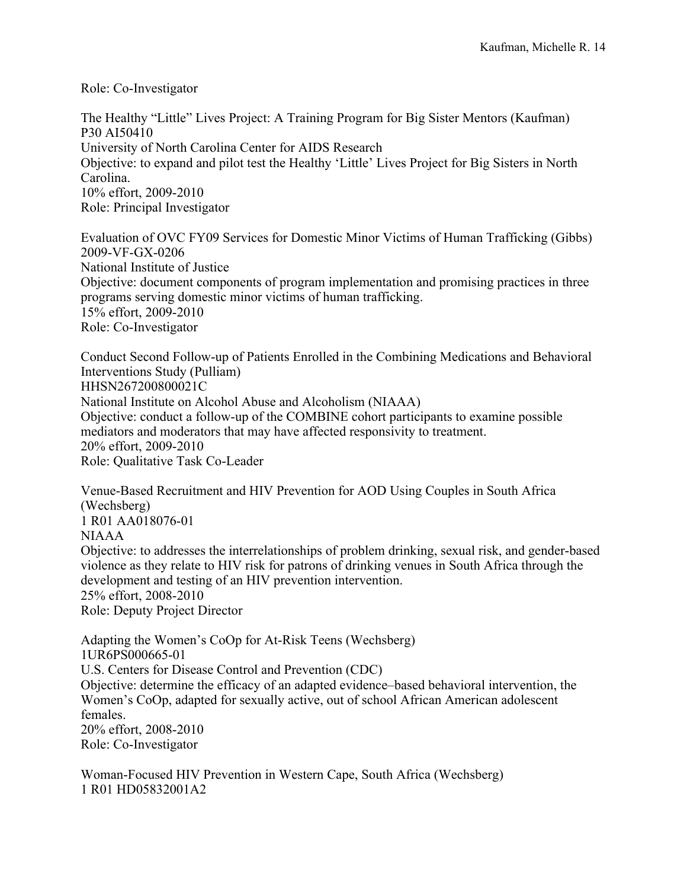Role: Co-Investigator

The Healthy "Little" Lives Project: A Training Program for Big Sister Mentors (Kaufman)
P30 AI50410
University of North Carolina Center for AIDS Research
Objective: to expand and pilot test the Healthy 'Little' Lives Project for Big Sisters in North Carolina.
10% effort, 2009-2010
Role: Principal Investigator

Evaluation of OVC FY09 Services for Domestic Minor Victims of Human Trafficking (Gibbs)
2009-VF-GX-0206
National Institute of Justice
Objective: document components of program implementation and promising practices in three programs serving domestic minor victims of human trafficking.
15% effort, 2009-2010
Role: Co-Investigator

Conduct Second Follow-up of Patients Enrolled in the Combining Medications and Behavioral Interventions Study (Pulliam)
HHSN267200800021C
National Institute on Alcohol Abuse and Alcoholism (NIAAA)
Objective: conduct a follow-up of the COMBINE cohort participants to examine possible mediators and moderators that may have affected responsivity to treatment.
20% effort, 2009-2010
Role: Qualitative Task Co-Leader

Venue-Based Recruitment and HIV Prevention for AOD Using Couples in South Africa (Wechsberg)
1 R01 AA018076-01
NIAAA
Objective: to addresses the interrelationships of problem drinking, sexual risk, and gender-based violence as they relate to HIV risk for patrons of drinking venues in South Africa through the development and testing of an HIV prevention intervention.
25% effort, 2008-2010
Role: Deputy Project Director

Adapting the Women's CoOp for At-Risk Teens (Wechsberg)
1UR6PS000665-01
U.S. Centers for Disease Control and Prevention (CDC)
Objective: determine the efficacy of an adapted evidence–based behavioral intervention, the Women's CoOp, adapted for sexually active, out of school African American adolescent females.
20% effort, 2008-2010
Role: Co-Investigator

Woman-Focused HIV Prevention in Western Cape, South Africa (Wechsberg)
1 R01 HD05832001A2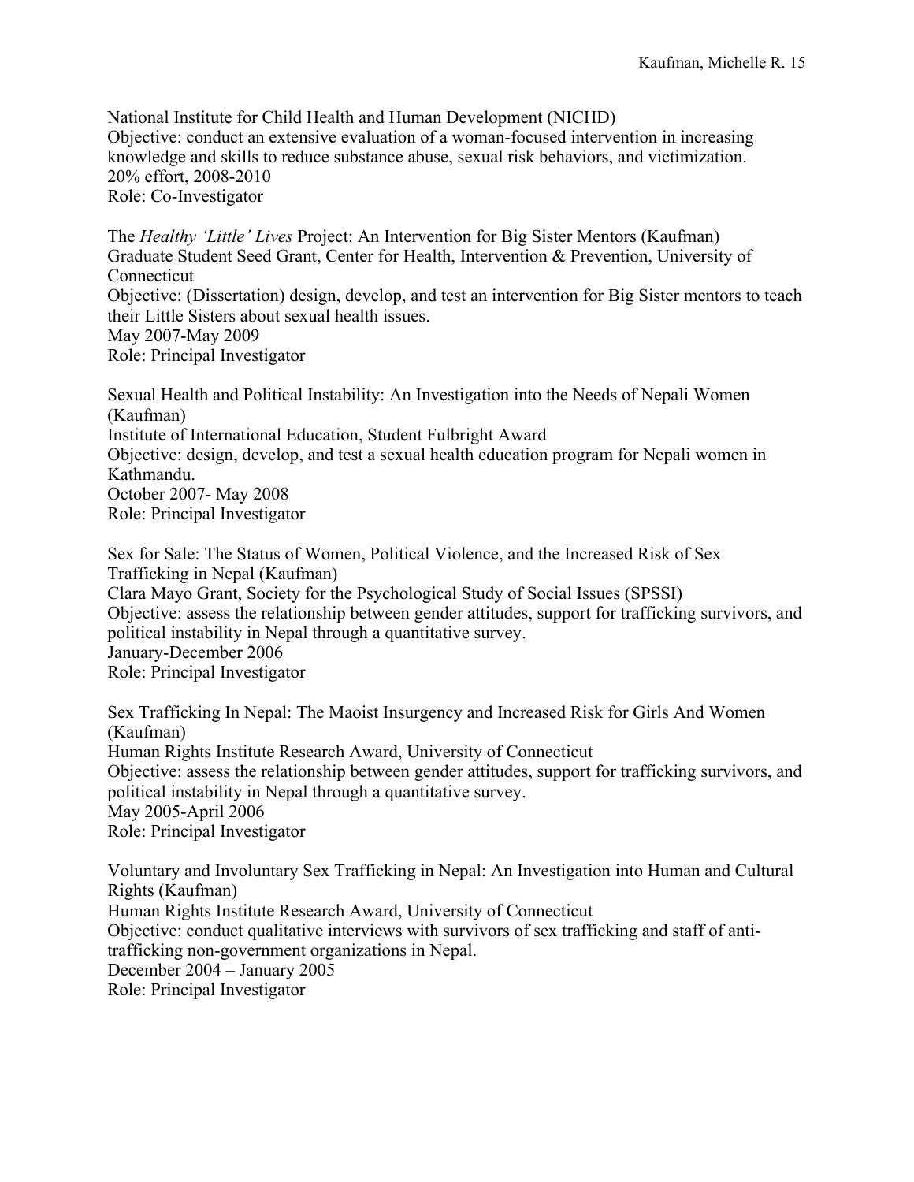National Institute for Child Health and Human Development (NICHD)
Objective: conduct an extensive evaluation of a woman-focused intervention in increasing knowledge and skills to reduce substance abuse, sexual risk behaviors, and victimization.
20% effort, 2008-2010
Role: Co-Investigator

The *Healthy 'Little' Lives* Project: An Intervention for Big Sister Mentors (Kaufman)
Graduate Student Seed Grant, Center for Health, Intervention & Prevention, University of Connecticut
Objective: (Dissertation) design, develop, and test an intervention for Big Sister mentors to teach their Little Sisters about sexual health issues.
May 2007-May 2009
Role: Principal Investigator

Sexual Health and Political Instability: An Investigation into the Needs of Nepali Women (Kaufman)
Institute of International Education, Student Fulbright Award
Objective: design, develop, and test a sexual health education program for Nepali women in Kathmandu.
October 2007- May 2008
Role: Principal Investigator

Sex for Sale: The Status of Women, Political Violence, and the Increased Risk of Sex Trafficking in Nepal (Kaufman)
Clara Mayo Grant, Society for the Psychological Study of Social Issues (SPSSI)
Objective: assess the relationship between gender attitudes, support for trafficking survivors, and political instability in Nepal through a quantitative survey.
January-December 2006
Role: Principal Investigator

Sex Trafficking In Nepal: The Maoist Insurgency and Increased Risk for Girls And Women (Kaufman)
Human Rights Institute Research Award, University of Connecticut
Objective: assess the relationship between gender attitudes, support for trafficking survivors, and political instability in Nepal through a quantitative survey.
May 2005-April 2006
Role: Principal Investigator

Voluntary and Involuntary Sex Trafficking in Nepal: An Investigation into Human and Cultural Rights (Kaufman)
Human Rights Institute Research Award, University of Connecticut
Objective: conduct qualitative interviews with survivors of sex trafficking and staff of anti-trafficking non-government organizations in Nepal.
December 2004 – January 2005
Role: Principal Investigator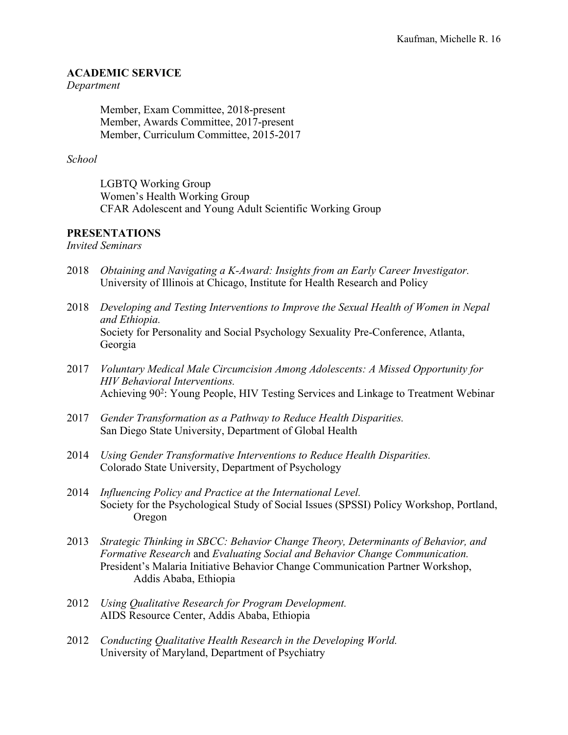## ACADEMIC SERVICE

*Department*

Member, Exam Committee, 2018-present
Member, Awards Committee, 2017-present
Member, Curriculum Committee, 2015-2017

*School*

LGBTQ Working Group
Women's Health Working Group
CFAR Adolescent and Young Adult Scientific Working Group

## PRESENTATIONS

*Invited Seminars*

2018 *Obtaining and Navigating a K-Award: Insights from an Early Career Investigator.*
University of Illinois at Chicago, Institute for Health Research and Policy

2018 *Developing and Testing Interventions to Improve the Sexual Health of Women in Nepal and Ethiopia.*
Society for Personality and Social Psychology Sexuality Pre-Conference, Atlanta, Georgia

2017 *Voluntary Medical Male Circumcision Among Adolescents: A Missed Opportunity for HIV Behavioral Interventions.*
Achieving $90^2$: Young People, HIV Testing Services and Linkage to Treatment Webinar

2017 *Gender Transformation as a Pathway to Reduce Health Disparities.*
San Diego State University, Department of Global Health

2014 *Using Gender Transformative Interventions to Reduce Health Disparities.*
Colorado State University, Department of Psychology

2014 *Influencing Policy and Practice at the International Level.*
Society for the Psychological Study of Social Issues (SPSSI) Policy Workshop, Portland, Oregon

2013 *Strategic Thinking in SBCC: Behavior Change Theory, Determinants of Behavior, and Formative Research* and *Evaluating Social and Behavior Change Communication.*
President's Malaria Initiative Behavior Change Communication Partner Workshop, Addis Ababa, Ethiopia

2012 *Using Qualitative Research for Program Development.*
AIDS Resource Center, Addis Ababa, Ethiopia

2012 *Conducting Qualitative Health Research in the Developing World.*
University of Maryland, Department of Psychiatry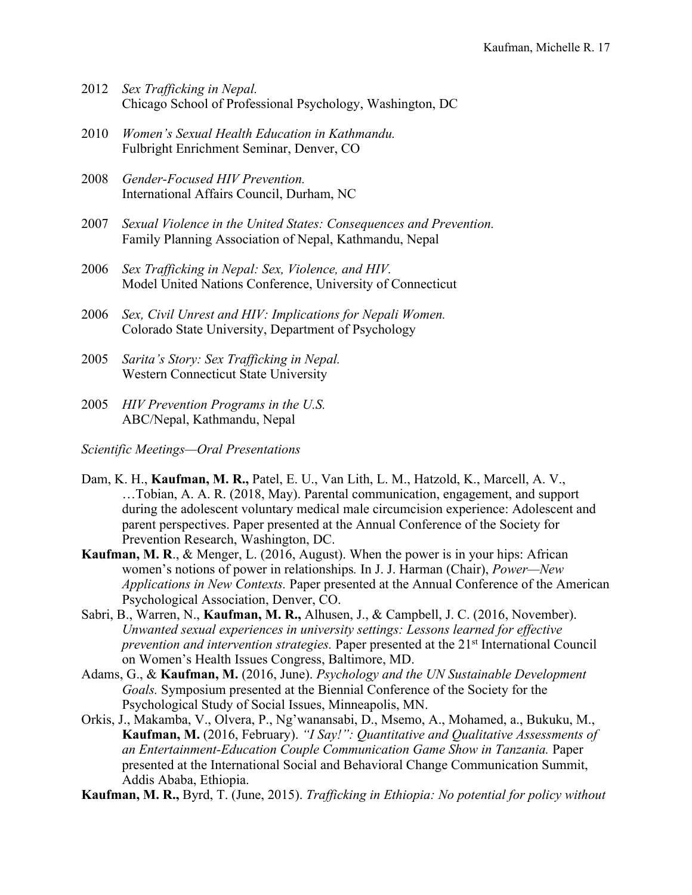2012 *Sex Trafficking in Nepal.*
Chicago School of Professional Psychology, Washington, DC

2010 *Women's Sexual Health Education in Kathmandu.*
Fulbright Enrichment Seminar, Denver, CO

2008 *Gender-Focused HIV Prevention.*
International Affairs Council, Durham, NC

2007 *Sexual Violence in the United States: Consequences and Prevention.*
Family Planning Association of Nepal, Kathmandu, Nepal

2006 *Sex Trafficking in Nepal: Sex, Violence, and HIV.*
Model United Nations Conference, University of Connecticut

2006 *Sex, Civil Unrest and HIV: Implications for Nepali Women.*
Colorado State University, Department of Psychology

2005 *Sarita's Story: Sex Trafficking in Nepal.*
Western Connecticut State University

2005 *HIV Prevention Programs in the U.S.*
ABC/Nepal, Kathmandu, Nepal

*Scientific Meetings—Oral Presentations*

Dam, K. H., **Kaufman, M. R.,** Patel, E. U., Van Lith, L. M., Hatzold, K., Marcell, A. V., …Tobian, A. A. R. (2018, May). Parental communication, engagement, and support during the adolescent voluntary medical male circumcision experience: Adolescent and parent perspectives. Paper presented at the Annual Conference of the Society for Prevention Research, Washington, DC.

**Kaufman, M. R**., & Menger, L. (2016, August). When the power is in your hips: African women's notions of power in relationships*.* In J. J. Harman (Chair), *Power—New Applications in New Contexts.* Paper presented at the Annual Conference of the American Psychological Association, Denver, CO.

Sabri, B., Warren, N., **Kaufman, M. R.,** Alhusen, J., & Campbell, J. C. (2016, November). *Unwanted sexual experiences in university settings: Lessons learned for effective prevention and intervention strategies.* Paper presented at the 21st International Council on Women's Health Issues Congress, Baltimore, MD.

Adams, G., & **Kaufman, M.** (2016, June). *Psychology and the UN Sustainable Development Goals.* Symposium presented at the Biennial Conference of the Society for the Psychological Study of Social Issues, Minneapolis, MN.

Orkis, J., Makamba, V., Olvera, P., Ng'wanansabi, D., Msemo, A., Mohamed, a., Bukuku, M., **Kaufman, M.** (2016, February). *"I Say!": Quantitative and Qualitative Assessments of an Entertainment-Education Couple Communication Game Show in Tanzania.* Paper presented at the International Social and Behavioral Change Communication Summit, Addis Ababa, Ethiopia.

**Kaufman, M. R.,** Byrd, T. (June, 2015). *Trafficking in Ethiopia: No potential for policy without*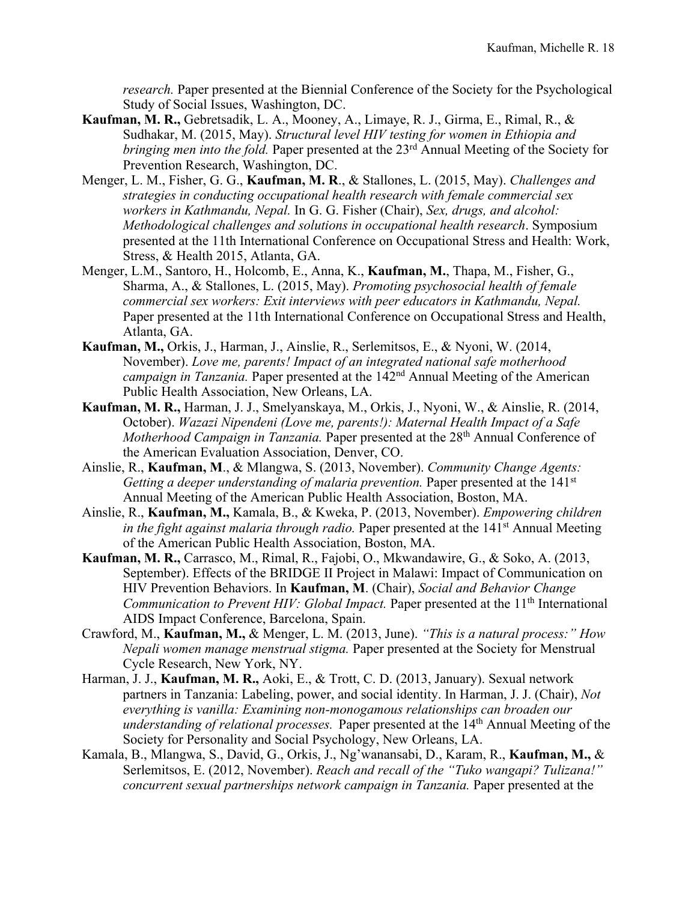*research.* Paper presented at the Biennial Conference of the Society for the Psychological Study of Social Issues, Washington, DC.

**Kaufman, M. R.,** Gebretsadik, L. A., Mooney, A., Limaye, R. J., Girma, E., Rimal, R., & Sudhakar, M. (2015, May). *Structural level HIV testing for women in Ethiopia and bringing men into the fold.* Paper presented at the 23rd Annual Meeting of the Society for Prevention Research, Washington, DC.

Menger, L. M., Fisher, G. G., **Kaufman, M. R**., & Stallones, L. (2015, May). *Challenges and strategies in conducting occupational health research with female commercial sex workers in Kathmandu, Nepal.* In G. G. Fisher (Chair), *Sex, drugs, and alcohol: Methodological challenges and solutions in occupational health research*. Symposium presented at the 11th International Conference on Occupational Stress and Health: Work, Stress, & Health 2015, Atlanta, GA.

Menger, L.M., Santoro, H., Holcomb, E., Anna, K., **Kaufman, M.**, Thapa, M., Fisher, G., Sharma, A., & Stallones, L. (2015, May). *Promoting psychosocial health of female commercial sex workers: Exit interviews with peer educators in Kathmandu, Nepal.* Paper presented at the 11th International Conference on Occupational Stress and Health, Atlanta, GA.

**Kaufman, M.,** Orkis, J., Harman, J., Ainslie, R., Serlemitsos, E., & Nyoni, W. (2014, November). *Love me, parents! Impact of an integrated national safe motherhood campaign in Tanzania.* Paper presented at the 142nd Annual Meeting of the American Public Health Association, New Orleans, LA.

**Kaufman, M. R.,** Harman, J. J., Smelyanskaya, M., Orkis, J., Nyoni, W., & Ainslie, R. (2014, October). *Wazazi Nipendeni (Love me, parents!): Maternal Health Impact of a Safe Motherhood Campaign in Tanzania.* Paper presented at the 28th Annual Conference of the American Evaluation Association, Denver, CO.

Ainslie, R., **Kaufman, M**., & Mlangwa, S. (2013, November). *Community Change Agents: Getting a deeper understanding of malaria prevention.* Paper presented at the 141st Annual Meeting of the American Public Health Association, Boston, MA.

Ainslie, R., **Kaufman, M.,** Kamala, B., & Kweka, P. (2013, November). *Empowering children in the fight against malaria through radio.* Paper presented at the 141st Annual Meeting of the American Public Health Association, Boston, MA.

**Kaufman, M. R.,** Carrasco, M., Rimal, R., Fajobi, O., Mkwandawire, G., & Soko, A. (2013, September). Effects of the BRIDGE II Project in Malawi: Impact of Communication on HIV Prevention Behaviors. In **Kaufman, M**. (Chair), *Social and Behavior Change Communication to Prevent HIV: Global Impact.* Paper presented at the 11th International AIDS Impact Conference, Barcelona, Spain.

Crawford, M., **Kaufman, M.,** & Menger, L. M. (2013, June). *"This is a natural process:" How Nepali women manage menstrual stigma.* Paper presented at the Society for Menstrual Cycle Research, New York, NY.

Harman, J. J., **Kaufman, M. R.,** Aoki, E., & Trott, C. D. (2013, January). Sexual network partners in Tanzania: Labeling, power, and social identity. In Harman, J. J. (Chair), *Not everything is vanilla: Examining non-monogamous relationships can broaden our understanding of relational processes.* Paper presented at the 14th Annual Meeting of the Society for Personality and Social Psychology, New Orleans, LA.

Kamala, B., Mlangwa, S., David, G., Orkis, J., Ng'wanansabi, D., Karam, R., **Kaufman, M.,** & Serlemitsos, E. (2012, November). *Reach and recall of the "Tuko wangapi? Tulizana!" concurrent sexual partnerships network campaign in Tanzania.* Paper presented at the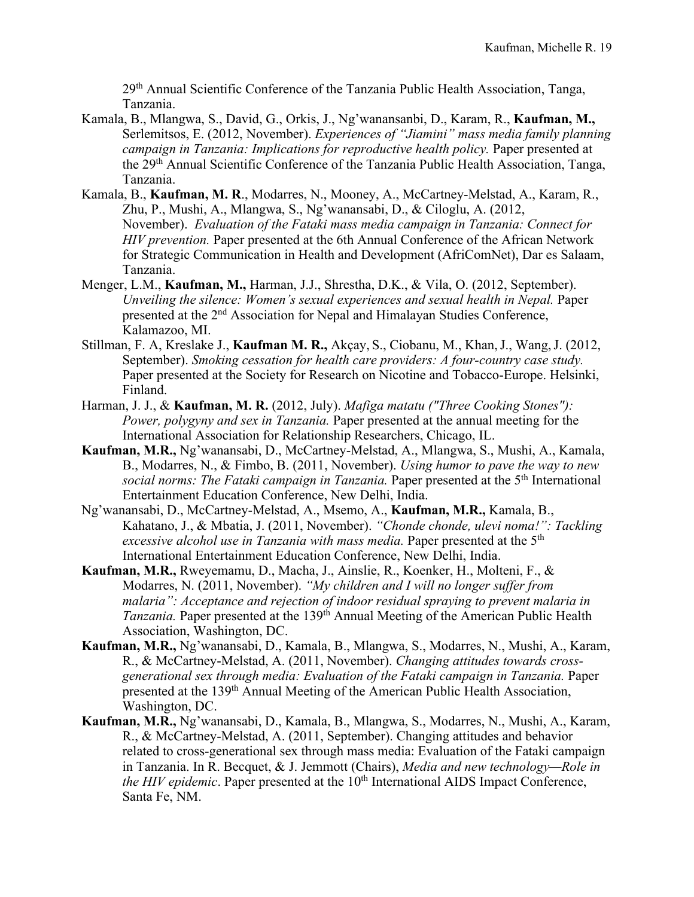29th Annual Scientific Conference of the Tanzania Public Health Association, Tanga, Tanzania.

Kamala, B., Mlangwa, S., David, G., Orkis, J., Ng'wanansanbi, D., Karam, R., **Kaufman, M.,** Serlemitsos, E. (2012, November). *Experiences of "Jiamini" mass media family planning campaign in Tanzania: Implications for reproductive health policy.* Paper presented at the 29th Annual Scientific Conference of the Tanzania Public Health Association, Tanga, Tanzania.

Kamala, B., **Kaufman, M. R**., Modarres, N., Mooney, A., McCartney-Melstad, A., Karam, R., Zhu, P., Mushi, A., Mlangwa, S., Ng'wanansabi, D., & Ciloglu, A. (2012, November). *Evaluation of the Fataki mass media campaign in Tanzania: Connect for HIV prevention.* Paper presented at the 6th Annual Conference of the African Network for Strategic Communication in Health and Development (AfriComNet), Dar es Salaam, Tanzania.

Menger, L.M., **Kaufman, M.,** Harman, J.J., Shrestha, D.K., & Vila, O. (2012, September). *Unveiling the silence: Women's sexual experiences and sexual health in Nepal.* Paper presented at the 2nd Association for Nepal and Himalayan Studies Conference, Kalamazoo, MI.

Stillman, F. A, Kreslake J., **Kaufman M. R.,** Akçay, S., Ciobanu, M., Khan, J., Wang, J. (2012, September). *Smoking cessation for health care providers: A four-country case study.* Paper presented at the Society for Research on Nicotine and Tobacco-Europe. Helsinki, Finland.

Harman, J. J., & **Kaufman, M. R.** (2012, July). *Mafiga matatu ("Three Cooking Stones"): Power, polygyny and sex in Tanzania.* Paper presented at the annual meeting for the International Association for Relationship Researchers, Chicago, IL.

**Kaufman, M.R.,** Ng'wanansabi, D., McCartney-Melstad, A., Mlangwa, S., Mushi, A., Kamala, B., Modarres, N., & Fimbo, B. (2011, November). *Using humor to pave the way to new social norms: The Fataki campaign in Tanzania.* Paper presented at the 5th International Entertainment Education Conference, New Delhi, India.

Ng'wanansabi, D., McCartney-Melstad, A., Msemo, A., **Kaufman, M.R.,** Kamala, B., Kahatano, J., & Mbatia, J. (2011, November). *"Chonde chonde, ulevi noma!": Tackling excessive alcohol use in Tanzania with mass media.* Paper presented at the 5th International Entertainment Education Conference, New Delhi, India.

**Kaufman, M.R.,** Rweyemamu, D., Macha, J., Ainslie, R., Koenker, H., Molteni, F., & Modarres, N. (2011, November). *"My children and I will no longer suffer from malaria": Acceptance and rejection of indoor residual spraying to prevent malaria in Tanzania.* Paper presented at the 139th Annual Meeting of the American Public Health Association, Washington, DC.

**Kaufman, M.R.,** Ng'wanansabi, D., Kamala, B., Mlangwa, S., Modarres, N., Mushi, A., Karam, R., & McCartney-Melstad, A. (2011, November). *Changing attitudes towards cross-generational sex through media: Evaluation of the Fataki campaign in Tanzania.* Paper presented at the 139th Annual Meeting of the American Public Health Association, Washington, DC.

**Kaufman, M.R.,** Ng'wanansabi, D., Kamala, B., Mlangwa, S., Modarres, N., Mushi, A., Karam, R., & McCartney-Melstad, A. (2011, September). Changing attitudes and behavior related to cross-generational sex through mass media: Evaluation of the Fataki campaign in Tanzania. In R. Becquet, & J. Jemmott (Chairs), *Media and new technology—Role in the HIV epidemic*. Paper presented at the 10th International AIDS Impact Conference, Santa Fe, NM.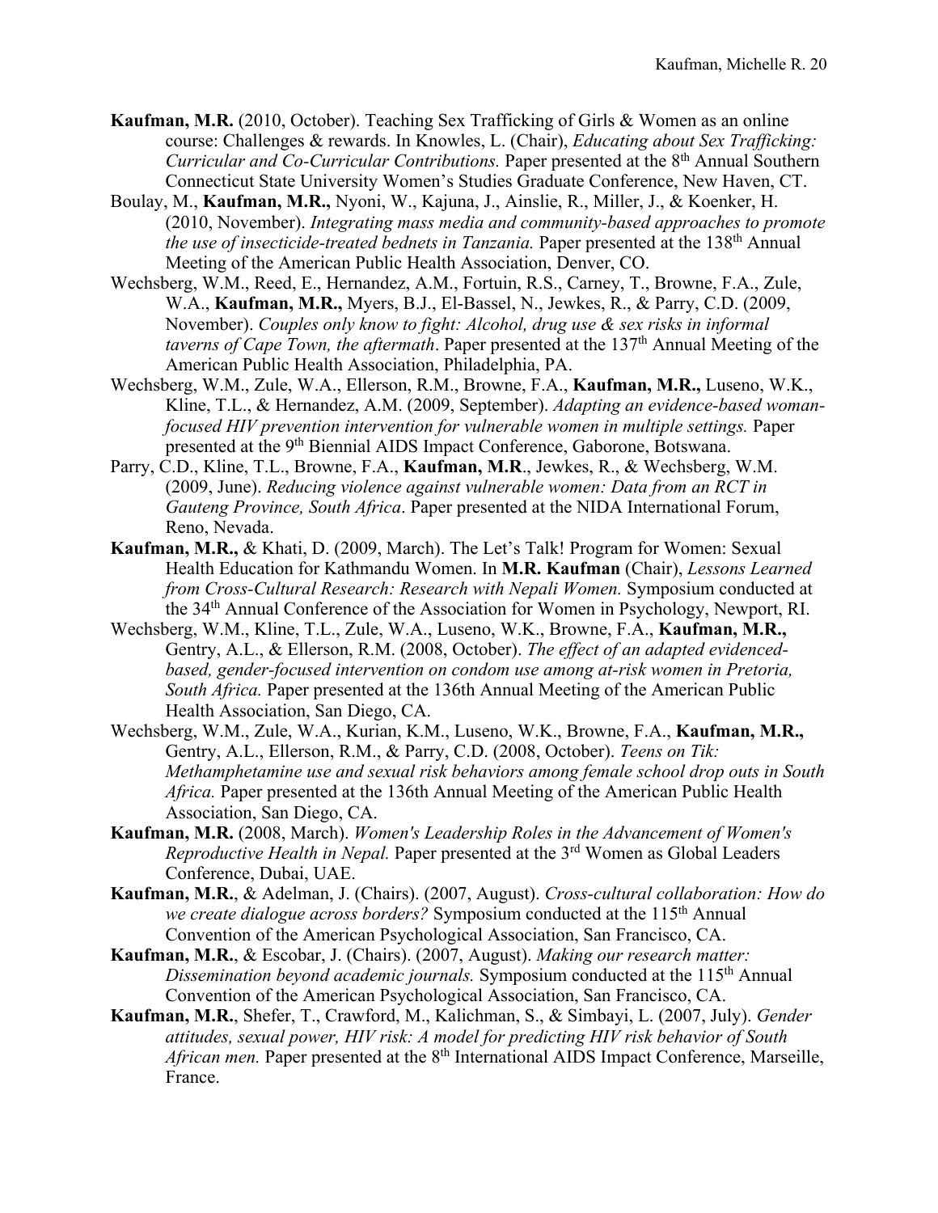**Kaufman, M.R.** (2010, October). Teaching Sex Trafficking of Girls & Women as an online course: Challenges & rewards. In Knowles, L. (Chair), *Educating about Sex Trafficking: Curricular and Co-Curricular Contributions.* Paper presented at the 8th Annual Southern Connecticut State University Women's Studies Graduate Conference, New Haven, CT.

Boulay, M., **Kaufman, M.R.,** Nyoni, W., Kajuna, J., Ainslie, R., Miller, J., & Koenker, H. (2010, November). *Integrating mass media and community-based approaches to promote the use of insecticide-treated bednets in Tanzania.* Paper presented at the 138th Annual Meeting of the American Public Health Association, Denver, CO.

Wechsberg, W.M., Reed, E., Hernandez, A.M., Fortuin, R.S., Carney, T., Browne, F.A., Zule, W.A., **Kaufman, M.R.,** Myers, B.J., El-Bassel, N., Jewkes, R., & Parry, C.D. (2009, November). *Couples only know to fight: Alcohol, drug use & sex risks in informal taverns of Cape Town, the aftermath*. Paper presented at the 137th Annual Meeting of the American Public Health Association, Philadelphia, PA.

Wechsberg, W.M., Zule, W.A., Ellerson, R.M., Browne, F.A., **Kaufman, M.R.,** Luseno, W.K., Kline, T.L., & Hernandez, A.M. (2009, September). *Adapting an evidence-based woman-focused HIV prevention intervention for vulnerable women in multiple settings.* Paper presented at the 9th Biennial AIDS Impact Conference, Gaborone, Botswana.

Parry, C.D., Kline, T.L., Browne, F.A., **Kaufman, M.R**., Jewkes, R., & Wechsberg, W.M. (2009, June). *Reducing violence against vulnerable women: Data from an RCT in Gauteng Province, South Africa*. Paper presented at the NIDA International Forum, Reno, Nevada.

**Kaufman, M.R.,** & Khati, D. (2009, March). The Let's Talk! Program for Women: Sexual Health Education for Kathmandu Women. In **M.R. Kaufman** (Chair), *Lessons Learned from Cross-Cultural Research: Research with Nepali Women.* Symposium conducted at the 34th Annual Conference of the Association for Women in Psychology, Newport, RI.

Wechsberg, W.M., Kline, T.L., Zule, W.A., Luseno, W.K., Browne, F.A., **Kaufman, M.R.,** Gentry, A.L., & Ellerson, R.M. (2008, October). *The effect of an adapted evidenced-based, gender-focused intervention on condom use among at-risk women in Pretoria, South Africa.* Paper presented at the 136th Annual Meeting of the American Public Health Association, San Diego, CA.

Wechsberg, W.M., Zule, W.A., Kurian, K.M., Luseno, W.K., Browne, F.A., **Kaufman, M.R.,** Gentry, A.L., Ellerson, R.M., & Parry, C.D. (2008, October). *Teens on Tik: Methamphetamine use and sexual risk behaviors among female school drop outs in South Africa.* Paper presented at the 136th Annual Meeting of the American Public Health Association, San Diego, CA.

**Kaufman, M.R.** (2008, March). *Women's Leadership Roles in the Advancement of Women's Reproductive Health in Nepal.* Paper presented at the 3rd Women as Global Leaders Conference, Dubai, UAE.

**Kaufman, M.R.**, & Adelman, J. (Chairs). (2007, August). *Cross-cultural collaboration: How do we create dialogue across borders?* Symposium conducted at the 115th Annual Convention of the American Psychological Association, San Francisco, CA.

**Kaufman, M.R.**, & Escobar, J. (Chairs). (2007, August). *Making our research matter: Dissemination beyond academic journals.* Symposium conducted at the 115th Annual Convention of the American Psychological Association, San Francisco, CA.

**Kaufman, M.R.**, Shefer, T., Crawford, M., Kalichman, S., & Simbayi, L. (2007, July). *Gender attitudes, sexual power, HIV risk: A model for predicting HIV risk behavior of South African men.* Paper presented at the 8th International AIDS Impact Conference, Marseille, France.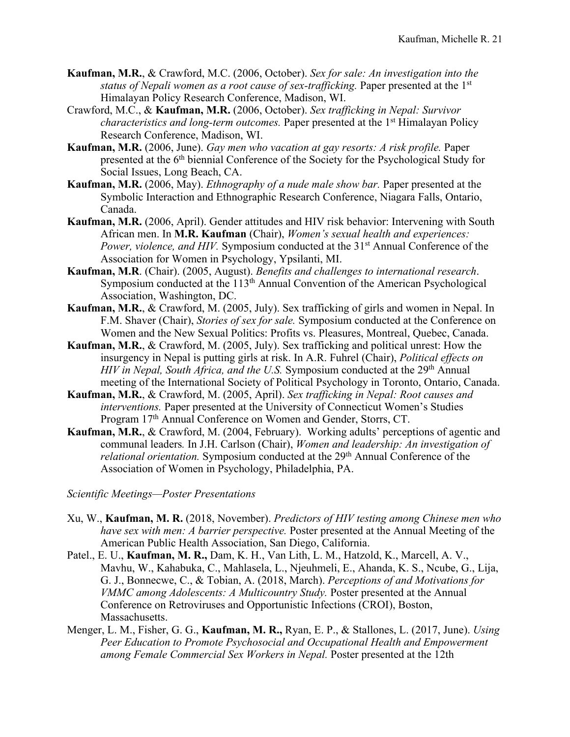**Kaufman, M.R.**, & Crawford, M.C. (2006, October). *Sex for sale: An investigation into the status of Nepali women as a root cause of sex-trafficking.* Paper presented at the 1st Himalayan Policy Research Conference, Madison, WI.

Crawford, M.C., & **Kaufman, M.R.** (2006, October). *Sex trafficking in Nepal: Survivor characteristics and long-term outcomes.* Paper presented at the 1st Himalayan Policy Research Conference, Madison, WI.

**Kaufman, M.R.** (2006, June). *Gay men who vacation at gay resorts: A risk profile.* Paper presented at the 6th biennial Conference of the Society for the Psychological Study for Social Issues, Long Beach, CA.

**Kaufman, M.R.** (2006, May). *Ethnography of a nude male show bar.* Paper presented at the Symbolic Interaction and Ethnographic Research Conference, Niagara Falls, Ontario, Canada.

**Kaufman, M.R.** (2006, April). Gender attitudes and HIV risk behavior: Intervening with South African men. In **M.R. Kaufman** (Chair), *Women's sexual health and experiences: Power, violence, and HIV.* Symposium conducted at the 31st Annual Conference of the Association for Women in Psychology, Ypsilanti, MI.

**Kaufman, M.R**. (Chair). (2005, August). *Benefits and challenges to international research*. Symposium conducted at the 113th Annual Convention of the American Psychological Association, Washington, DC.

**Kaufman, M.R.**, & Crawford, M. (2005, July). Sex trafficking of girls and women in Nepal. In F.M. Shaver (Chair), *Stories of sex for sale.* Symposium conducted at the Conference on Women and the New Sexual Politics: Profits vs. Pleasures, Montreal, Quebec, Canada.

**Kaufman, M.R.**, & Crawford, M. (2005, July). Sex trafficking and political unrest: How the insurgency in Nepal is putting girls at risk. In A.R. Fuhrel (Chair), *Political effects on HIV in Nepal, South Africa, and the U.S.* Symposium conducted at the 29th Annual meeting of the International Society of Political Psychology in Toronto, Ontario, Canada.

**Kaufman, M.R.**, & Crawford, M. (2005, April). *Sex trafficking in Nepal: Root causes and interventions.* Paper presented at the University of Connecticut Women's Studies Program 17th Annual Conference on Women and Gender, Storrs, CT.

**Kaufman, M.R.**, & Crawford, M. (2004, February). Working adults' perceptions of agentic and communal leaders*.* In J.H. Carlson (Chair), *Women and leadership: An investigation of relational orientation.* Symposium conducted at the 29th Annual Conference of the Association of Women in Psychology, Philadelphia, PA.

*Scientific Meetings—Poster Presentations*

Xu, W., **Kaufman, M. R.** (2018, November). *Predictors of HIV testing among Chinese men who have sex with men: A barrier perspective.* Poster presented at the Annual Meeting of the American Public Health Association, San Diego, California.

Patel., E. U., **Kaufman, M. R.,** Dam, K. H., Van Lith, L. M., Hatzold, K., Marcell, A. V., Mavhu, W., Kahabuka, C., Mahlasela, L., Njeuhmeli, E., Ahanda, K. S., Ncube, G., Lija, G. J., Bonnecwe, C., & Tobian, A. (2018, March). *Perceptions of and Motivations for VMMC among Adolescents: A Multicountry Study.* Poster presented at the Annual Conference on Retroviruses and Opportunistic Infections (CROI), Boston, Massachusetts.

Menger, L. M., Fisher, G. G., **Kaufman, M. R.,** Ryan, E. P., & Stallones, L. (2017, June). *Using Peer Education to Promote Psychosocial and Occupational Health and Empowerment among Female Commercial Sex Workers in Nepal.* Poster presented at the 12th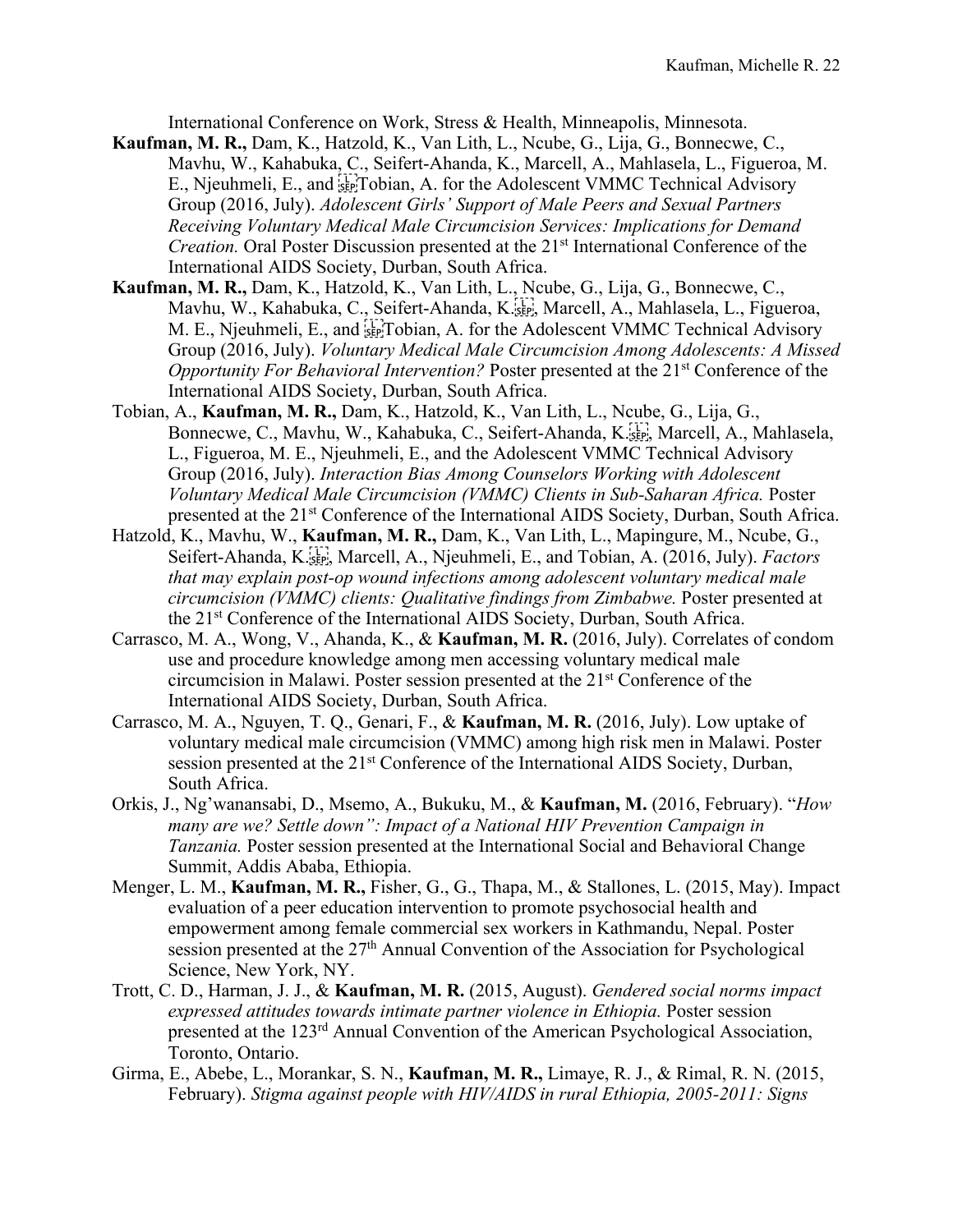International Conference on Work, Stress & Health, Minneapolis, Minnesota.

**Kaufman, M. R.,** Dam, K., Hatzold, K., Van Lith, L., Ncube, G., Lija, G., Bonnecwe, C., Mavhu, W., Kahabuka, C., Seifert-Ahanda, K., Marcell, A., Mahlasela, L., Figueroa, M. E., Njeuhmeli, E., and Tobian, A. for the Adolescent VMMC Technical Advisory Group (2016, July). *Adolescent Girls' Support of Male Peers and Sexual Partners Receiving Voluntary Medical Male Circumcision Services: Implications for Demand Creation.* Oral Poster Discussion presented at the 21st International Conference of the International AIDS Society, Durban, South Africa.

**Kaufman, M. R.,** Dam, K., Hatzold, K., Van Lith, L., Ncube, G., Lija, G., Bonnecwe, C., Mavhu, W., Kahabuka, C., Seifert-Ahanda, K., Marcell, A., Mahlasela, L., Figueroa, M. E., Njeuhmeli, E., and Tobian, A. for the Adolescent VMMC Technical Advisory Group (2016, July). *Voluntary Medical Male Circumcision Among Adolescents: A Missed Opportunity For Behavioral Intervention?* Poster presented at the 21st Conference of the International AIDS Society, Durban, South Africa.

Tobian, A., **Kaufman, M. R.,** Dam, K., Hatzold, K., Van Lith, L., Ncube, G., Lija, G., Bonnecwe, C., Mavhu, W., Kahabuka, C., Seifert-Ahanda, K., Marcell, A., Mahlasela, L., Figueroa, M. E., Njeuhmeli, E., and the Adolescent VMMC Technical Advisory Group (2016, July). *Interaction Bias Among Counselors Working with Adolescent Voluntary Medical Male Circumcision (VMMC) Clients in Sub-Saharan Africa.* Poster presented at the 21st Conference of the International AIDS Society, Durban, South Africa.

Hatzold, K., Mavhu, W., **Kaufman, M. R.,** Dam, K., Van Lith, L., Mapingure, M., Ncube, G., Seifert-Ahanda, K., Marcell, A., Njeuhmeli, E., and Tobian, A. (2016, July). *Factors that may explain post-op wound infections among adolescent voluntary medical male circumcision (VMMC) clients: Qualitative findings from Zimbabwe.* Poster presented at the 21st Conference of the International AIDS Society, Durban, South Africa.

Carrasco, M. A., Wong, V., Ahanda, K., & **Kaufman, M. R.** (2016, July). Correlates of condom use and procedure knowledge among men accessing voluntary medical male circumcision in Malawi. Poster session presented at the 21st Conference of the International AIDS Society, Durban, South Africa.

Carrasco, M. A., Nguyen, T. Q., Genari, F., & **Kaufman, M. R.** (2016, July). Low uptake of voluntary medical male circumcision (VMMC) among high risk men in Malawi. Poster session presented at the 21st Conference of the International AIDS Society, Durban, South Africa.

Orkis, J., Ng'wanansabi, D., Msemo, A., Bukuku, M., & **Kaufman, M.** (2016, February). "*How many are we? Settle down": Impact of a National HIV Prevention Campaign in Tanzania.* Poster session presented at the International Social and Behavioral Change Summit, Addis Ababa, Ethiopia.

Menger, L. M., **Kaufman, M. R.,** Fisher, G., G., Thapa, M., & Stallones, L. (2015, May). Impact evaluation of a peer education intervention to promote psychosocial health and empowerment among female commercial sex workers in Kathmandu, Nepal. Poster session presented at the 27th Annual Convention of the Association for Psychological Science, New York, NY.

Trott, C. D., Harman, J. J., & **Kaufman, M. R.** (2015, August). *Gendered social norms impact expressed attitudes towards intimate partner violence in Ethiopia.* Poster session presented at the 123rd Annual Convention of the American Psychological Association, Toronto, Ontario.

Girma, E., Abebe, L., Morankar, S. N., **Kaufman, M. R.,** Limaye, R. J., & Rimal, R. N. (2015, February). *Stigma against people with HIV/AIDS in rural Ethiopia, 2005-2011: Signs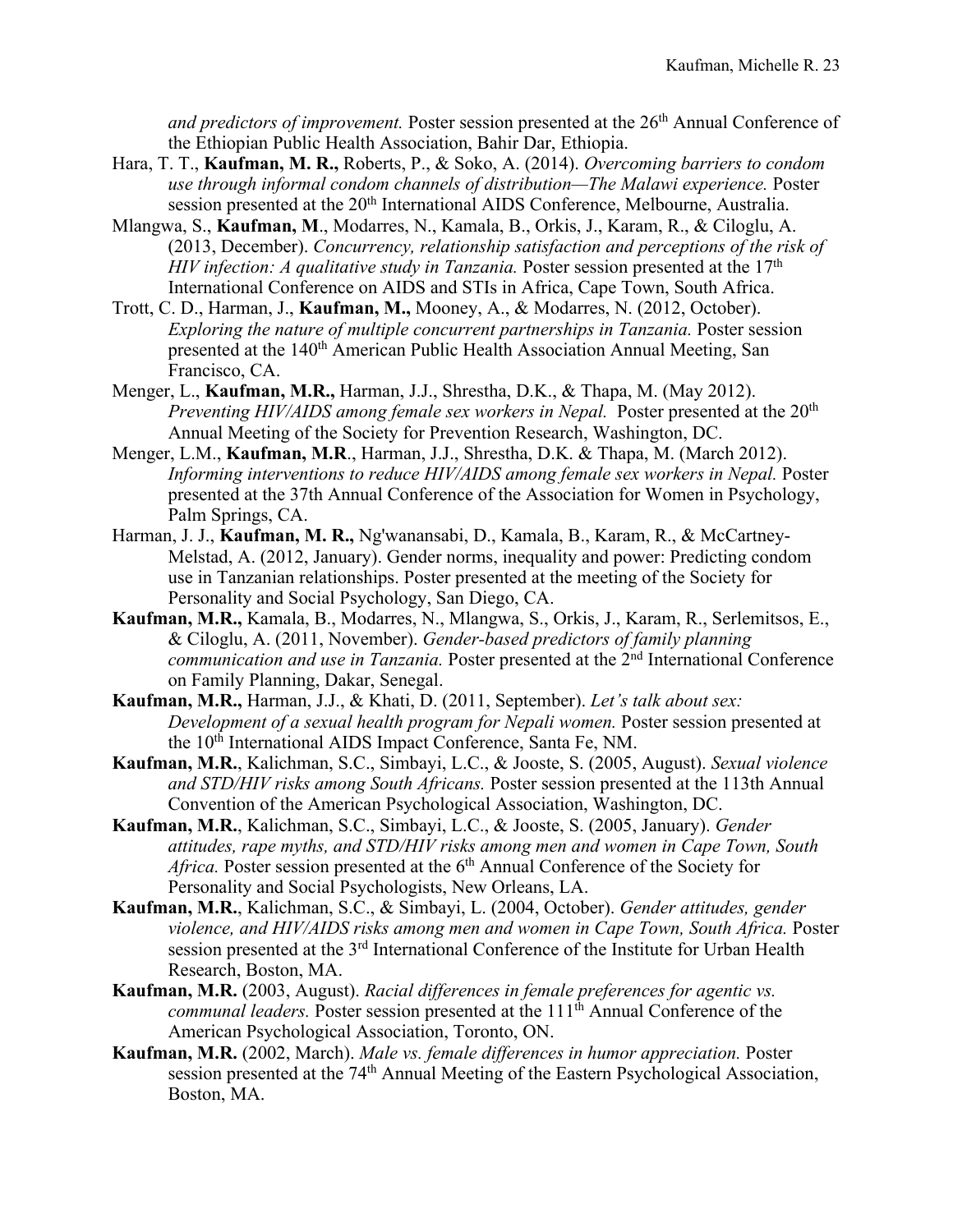*and predictors of improvement.* Poster session presented at the 26th Annual Conference of the Ethiopian Public Health Association, Bahir Dar, Ethiopia.

Hara, T. T., **Kaufman, M. R.,** Roberts, P., & Soko, A. (2014). *Overcoming barriers to condom use through informal condom channels of distribution—The Malawi experience.* Poster session presented at the 20th International AIDS Conference, Melbourne, Australia.

Mlangwa, S., **Kaufman, M**., Modarres, N., Kamala, B., Orkis, J., Karam, R., & Ciloglu, A. (2013, December). *Concurrency, relationship satisfaction and perceptions of the risk of HIV infection: A qualitative study in Tanzania.* Poster session presented at the 17th International Conference on AIDS and STIs in Africa, Cape Town, South Africa.

Trott, C. D., Harman, J., **Kaufman, M.,** Mooney, A., & Modarres, N. (2012, October). *Exploring the nature of multiple concurrent partnerships in Tanzania.* Poster session presented at the 140th American Public Health Association Annual Meeting, San Francisco, CA.

Menger, L., **Kaufman, M.R.,** Harman, J.J., Shrestha, D.K., & Thapa, M. (May 2012). *Preventing HIV/AIDS among female sex workers in Nepal.* Poster presented at the 20th Annual Meeting of the Society for Prevention Research, Washington, DC.

Menger, L.M., **Kaufman, M.R**., Harman, J.J., Shrestha, D.K. & Thapa, M. (March 2012). *Informing interventions to reduce HIV/AIDS among female sex workers in Nepal.* Poster presented at the 37th Annual Conference of the Association for Women in Psychology, Palm Springs, CA.

Harman, J. J., **Kaufman, M. R.,** Ng'wanansabi, D., Kamala, B., Karam, R., & McCartney-Melstad, A. (2012, January). Gender norms, inequality and power: Predicting condom use in Tanzanian relationships. Poster presented at the meeting of the Society for Personality and Social Psychology, San Diego, CA.

**Kaufman, M.R.,** Kamala, B., Modarres, N., Mlangwa, S., Orkis, J., Karam, R., Serlemitsos, E., & Ciloglu, A. (2011, November). *Gender-based predictors of family planning communication and use in Tanzania.* Poster presented at the 2nd International Conference on Family Planning, Dakar, Senegal.

**Kaufman, M.R.,** Harman, J.J., & Khati, D. (2011, September). *Let's talk about sex: Development of a sexual health program for Nepali women.* Poster session presented at the 10th International AIDS Impact Conference, Santa Fe, NM.

**Kaufman, M.R.**, Kalichman, S.C., Simbayi, L.C., & Jooste, S. (2005, August). *Sexual violence and STD/HIV risks among South Africans.* Poster session presented at the 113th Annual Convention of the American Psychological Association, Washington, DC.

**Kaufman, M.R.**, Kalichman, S.C., Simbayi, L.C., & Jooste, S. (2005, January). *Gender attitudes, rape myths, and STD/HIV risks among men and women in Cape Town, South Africa.* Poster session presented at the 6th Annual Conference of the Society for Personality and Social Psychologists, New Orleans, LA.

**Kaufman, M.R.**, Kalichman, S.C., & Simbayi, L. (2004, October). *Gender attitudes, gender violence, and HIV/AIDS risks among men and women in Cape Town, South Africa.* Poster session presented at the 3rd International Conference of the Institute for Urban Health Research, Boston, MA.

**Kaufman, M.R.** (2003, August). *Racial differences in female preferences for agentic vs. communal leaders.* Poster session presented at the 111th Annual Conference of the American Psychological Association, Toronto, ON.

**Kaufman, M.R.** (2002, March). *Male vs. female differences in humor appreciation.* Poster session presented at the 74th Annual Meeting of the Eastern Psychological Association, Boston, MA.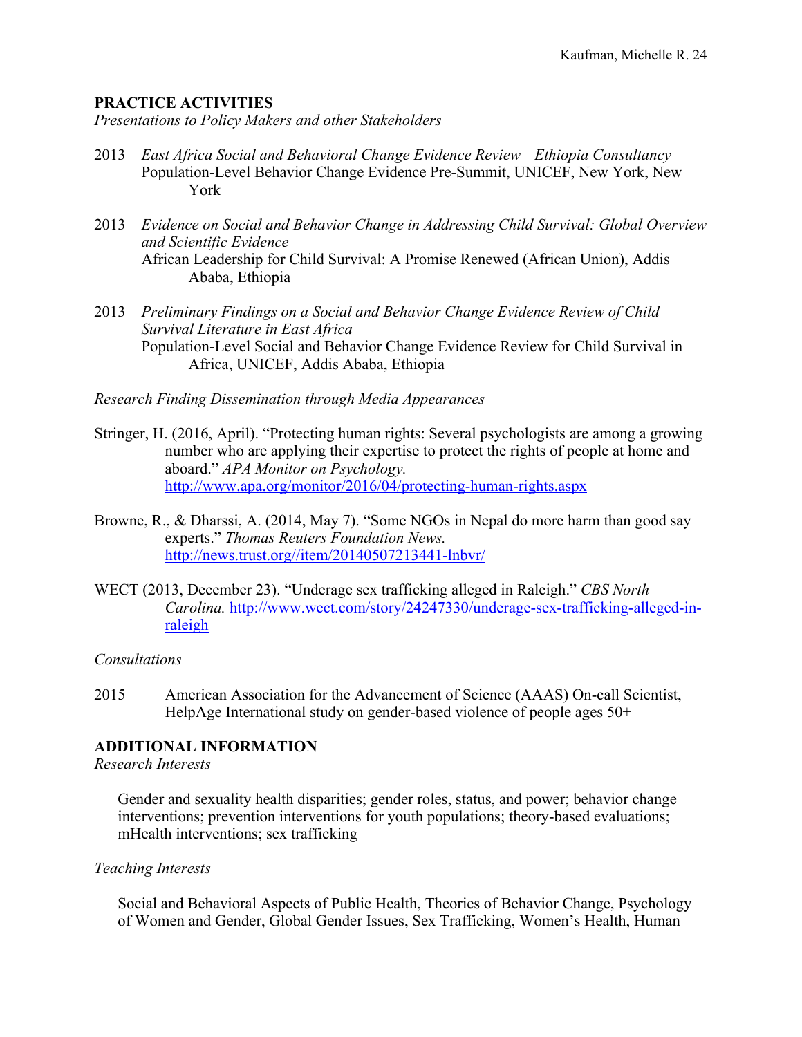## PRACTICE ACTIVITIES

*Presentations to Policy Makers and other Stakeholders*

2013 *East Africa Social and Behavioral Change Evidence Review—Ethiopia Consultancy*
Population-Level Behavior Change Evidence Pre-Summit, UNICEF, New York, New York

2013 *Evidence on Social and Behavior Change in Addressing Child Survival: Global Overview and Scientific Evidence*
African Leadership for Child Survival: A Promise Renewed (African Union), Addis Ababa, Ethiopia

2013 *Preliminary Findings on a Social and Behavior Change Evidence Review of Child Survival Literature in East Africa*
Population-Level Social and Behavior Change Evidence Review for Child Survival in Africa, UNICEF, Addis Ababa, Ethiopia

*Research Finding Dissemination through Media Appearances*

Stringer, H. (2016, April). "Protecting human rights: Several psychologists are among a growing number who are applying their expertise to protect the rights of people at home and aboard." *APA Monitor on Psychology.* http://www.apa.org/monitor/2016/04/protecting-human-rights.aspx

Browne, R., & Dharssi, A. (2014, May 7). "Some NGOs in Nepal do more harm than good say experts." *Thomas Reuters Foundation News.* http://news.trust.org//item/20140507213441-lnbvr/

WECT (2013, December 23). "Underage sex trafficking alleged in Raleigh." *CBS North Carolina.* http://www.wect.com/story/24247330/underage-sex-trafficking-alleged-in-raleigh

*Consultations*

2015 American Association for the Advancement of Science (AAAS) On-call Scientist, HelpAge International study on gender-based violence of people ages 50+

## ADDITIONAL INFORMATION

*Research Interests*

Gender and sexuality health disparities; gender roles, status, and power; behavior change interventions; prevention interventions for youth populations; theory-based evaluations; mHealth interventions; sex trafficking

*Teaching Interests*

Social and Behavioral Aspects of Public Health, Theories of Behavior Change, Psychology of Women and Gender, Global Gender Issues, Sex Trafficking, Women's Health, Human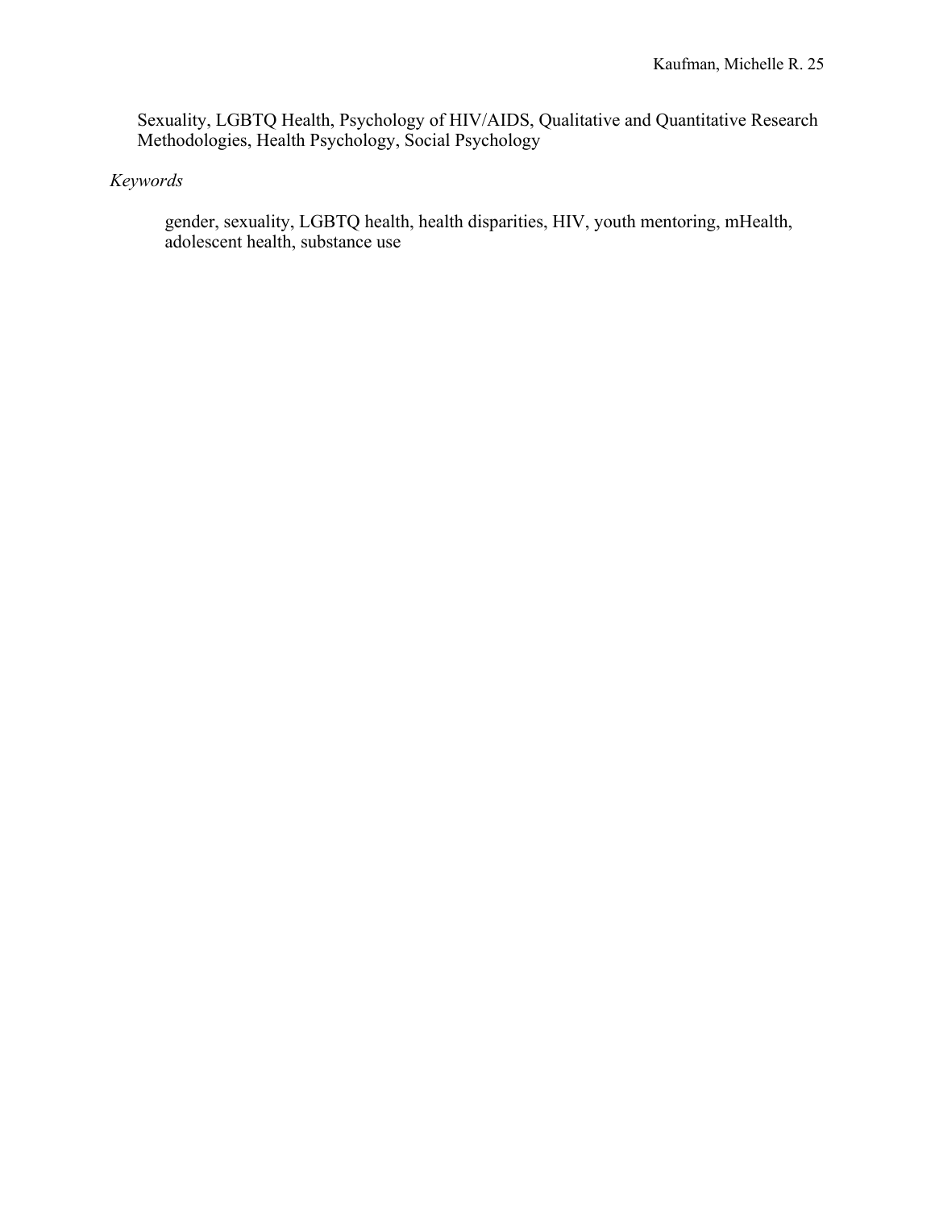Sexuality, LGBTQ Health, Psychology of HIV/AIDS, Qualitative and Quantitative Research Methodologies, Health Psychology, Social Psychology

*Keywords*

gender, sexuality, LGBTQ health, health disparities, HIV, youth mentoring, mHealth, adolescent health, substance use